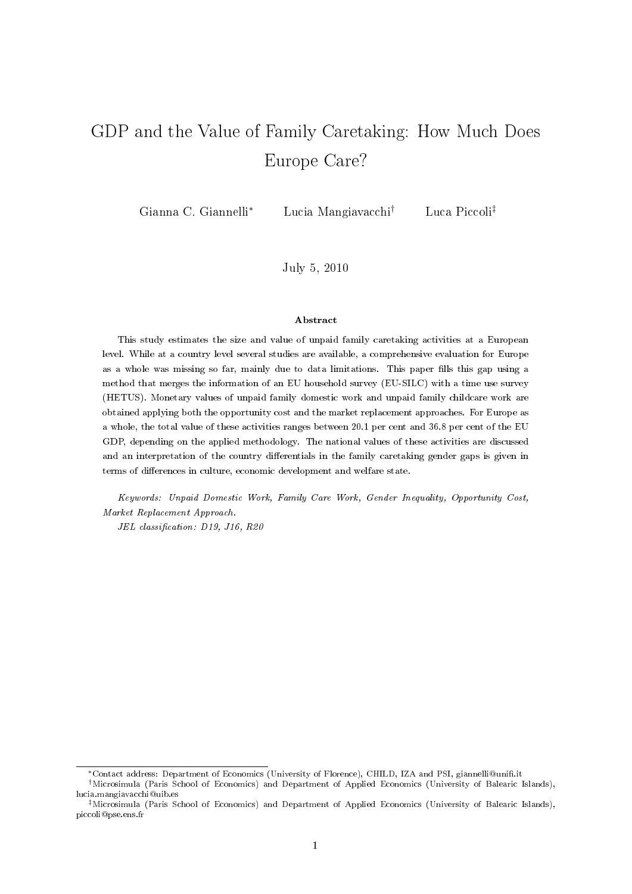# GDP and the Value of Family Caretaking: How Much Does Europe Care?

Gianna C. Giannelli[*] Lucia Mangiavacchi[†] Luca Piccoli[‡]

July 5, 2010

### Abstract

This study estimates the size and value of unpaid family caretaking activities at a European level. While at a country level several studies are available, a comprehensive evaluation for Europe as a whole was missing so far, mainly due to data limitations. This paper fills this gap using a method that merges the information of an EU household survey (EU-SILC) with a time use survey (HETUS). Monetary values of unpaid family domestic work and unpaid family childcare work are obtained applying both the opportunity cost and the market replacement approaches. For Europe as a whole, the total value of these activities ranges between 20.1 per cent and 36.8 per cent of the EU GDP, depending on the applied methodology. The national values of these activities are discussed and an interpretation of the country differentials in the family caretaking gender gaps is given in terms of differences in culture, economic development and welfare state.

*Keywords: Unpaid Domestic Work, Family Care Work, Gender Inequality, Opportunity Cost, Market Replacement Approach.*

*JEL classification: D19, J16, R20*

---

[*] Contact address: Department of Economics (University of Florence), CHILD, IZA and PSI, giannelli@unifi.it

[†] Microsimula (Paris School of Economics) and Department of Applied Economics (University of Balearic Islands), lucia.mangiavacchi@uib.es

[‡] Microsimula (Paris School of Economics) and Department of Applied Economics (University of Balearic Islands), piccoli@pse.ens.fr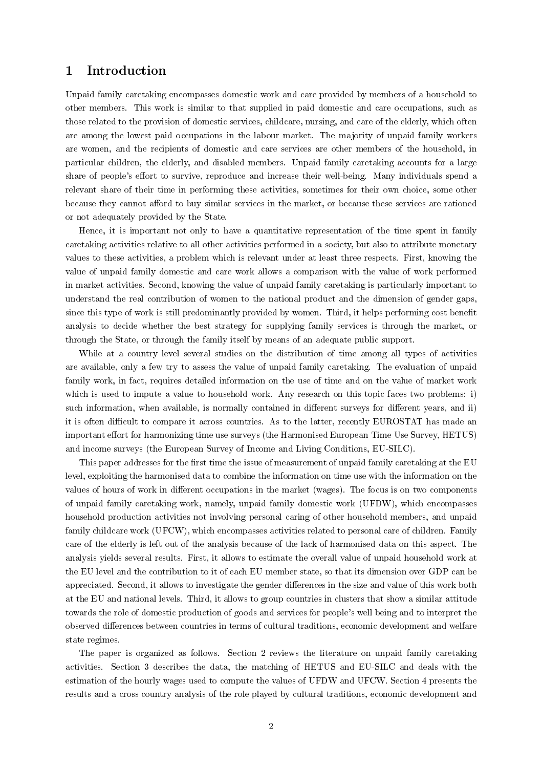# 1 Introduction

Unpaid family caretaking encompasses domestic work and care provided by members of a household to other members. This work is similar to that supplied in paid domestic and care occupations, such as those related to the provision of domestic services, childcare, nursing, and care of the elderly, which often are among the lowest paid occupations in the labour market. The majority of unpaid family workers are women, and the recipients of domestic and care services are other members of the household, in particular children, the elderly, and disabled members. Unpaid family caretaking accounts for a large share of people's effort to survive, reproduce and increase their well-being. Many individuals spend a relevant share of their time in performing these activities, sometimes for their own choice, some other because they cannot afford to buy similar services in the market, or because these services are rationed or not adequately provided by the State.

Hence, it is important not only to have a quantitative representation of the time spent in family caretaking activities relative to all other activities performed in a society, but also to attribute monetary values to these activities, a problem which is relevant under at least three respects. First, knowing the value of unpaid family domestic and care work allows a comparison with the value of work performed in market activities. Second, knowing the value of unpaid family caretaking is particularly important to understand the real contribution of women to the national product and the dimension of gender gaps, since this type of work is still predominantly provided by women. Third, it helps performing cost benefit analysis to decide whether the best strategy for supplying family services is through the market, or through the State, or through the family itself by means of an adequate public support.

While at a country level several studies on the distribution of time among all types of activities are available, only a few try to assess the value of unpaid family caretaking. The evaluation of unpaid family work, in fact, requires detailed information on the use of time and on the value of market work which is used to impute a value to household work. Any research on this topic faces two problems: i) such information, when available, is normally contained in different surveys for different years, and ii) it is often difficult to compare it across countries. As to the latter, recently EUROSTAT has made an important effort for harmonizing time use surveys (the Harmonised European Time Use Survey, HETUS) and income surveys (the European Survey of Income and Living Conditions, EU-SILC).

This paper addresses for the first time the issue of measurement of unpaid family caretaking at the EU level, exploiting the harmonised data to combine the information on time use with the information on the values of hours of work in different occupations in the market (wages). The focus is on two components of unpaid family caretaking work, namely, unpaid family domestic work (UFDW), which encompasses household production activities not involving personal caring of other household members, and unpaid family childcare work (UFCW), which encompasses activities related to personal care of children. Family care of the elderly is left out of the analysis because of the lack of harmonised data on this aspect. The analysis yields several results. First, it allows to estimate the overall value of unpaid household work at the EU level and the contribution to it of each EU member state, so that its dimension over GDP can be appreciated. Second, it allows to investigate the gender differences in the size and value of this work both at the EU and national levels. Third, it allows to group countries in clusters that show a similar attitude towards the role of domestic production of goods and services for people's well being and to interpret the observed differences between countries in terms of cultural traditions, economic development and welfare state regimes.

The paper is organized as follows. Section 2 reviews the literature on unpaid family caretaking activities. Section 3 describes the data, the matching of HETUS and EU-SILC and deals with the estimation of the hourly wages used to compute the values of UFDW and UFCW. Section 4 presents the results and a cross country analysis of the role played by cultural traditions, economic development and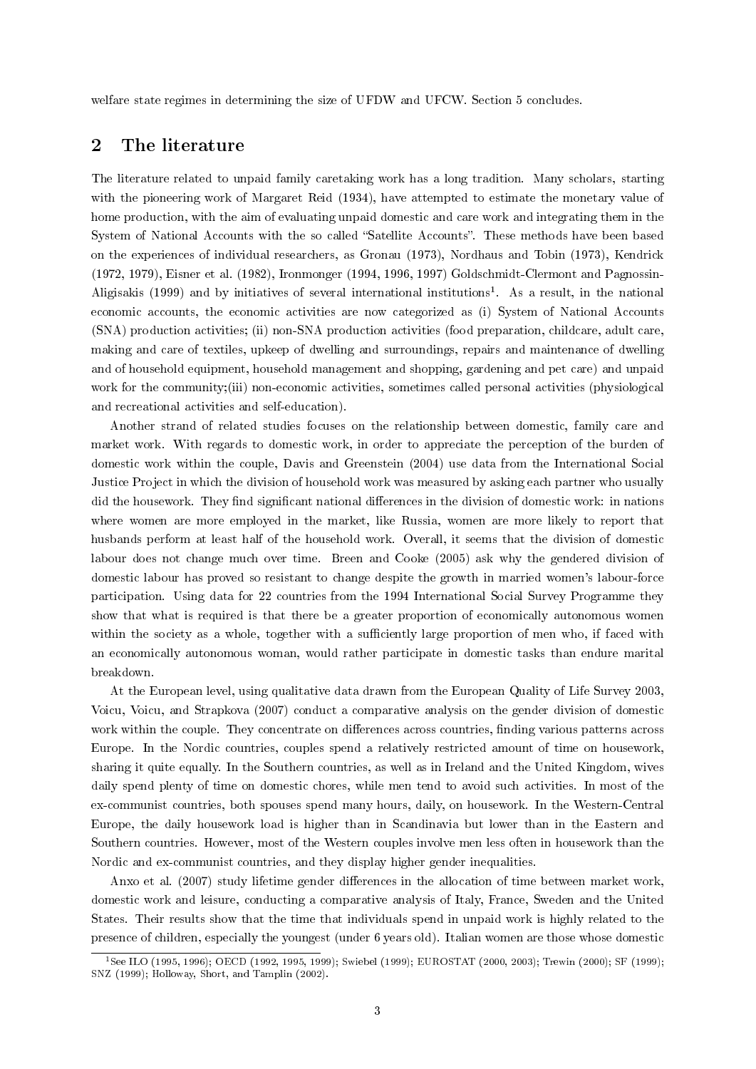welfare state regimes in determining the size of UFDW and UFCW. Section 5 concludes.

## 2 The literature

The literature related to unpaid family caretaking work has a long tradition. Many scholars, starting with the pioneering work of Margaret Reid (1934), have attempted to estimate the monetary value of home production, with the aim of evaluating unpaid domestic and care work and integrating them in the System of National Accounts with the so called "Satellite Accounts". These methods have been based on the experiences of individual researchers, as Gronau (1973), Nordhaus and Tobin (1973), Kendrick (1972, 1979), Eisner et al. (1982), Ironmonger (1994, 1996, 1997) Goldschmidt-Clermont and Pagnossin-Aligisakis (1999) and by initiatives of several international institutions[1]. As a result, in the national economic accounts, the economic activities are now categorized as (i) System of National Accounts (SNA) production activities; (ii) non-SNA production activities (food preparation, childcare, adult care, making and care of textiles, upkeep of dwelling and surroundings, repairs and maintenance of dwelling and of household equipment, household management and shopping, gardening and pet care) and unpaid work for the community;(iii) non-economic activities, sometimes called personal activities (physiological and recreational activities and self-education).

Another strand of related studies focuses on the relationship between domestic, family care and market work. With regards to domestic work, in order to appreciate the perception of the burden of domestic work within the couple, Davis and Greenstein (2004) use data from the International Social Justice Project in which the division of household work was measured by asking each partner who usually did the housework. They find significant national differences in the division of domestic work: in nations where women are more employed in the market, like Russia, women are more likely to report that husbands perform at least half of the household work. Overall, it seems that the division of domestic labour does not change much over time. Breen and Cooke (2005) ask why the gendered division of domestic labour has proved so resistant to change despite the growth in married women's labour-force participation. Using data for 22 countries from the 1994 International Social Survey Programme they show that what is required is that there be a greater proportion of economically autonomous women within the society as a whole, together with a sufficiently large proportion of men who, if faced with an economically autonomous woman, would rather participate in domestic tasks than endure marital breakdown.

At the European level, using qualitative data drawn from the European Quality of Life Survey 2003, Voicu, Voicu, and Strapkova (2007) conduct a comparative analysis on the gender division of domestic work within the couple. They concentrate on differences across countries, finding various patterns across Europe. In the Nordic countries, couples spend a relatively restricted amount of time on housework, sharing it quite equally. In the Southern countries, as well as in Ireland and the United Kingdom, wives daily spend plenty of time on domestic chores, while men tend to avoid such activities. In most of the ex-communist countries, both spouses spend many hours, daily, on housework. In the Western-Central Europe, the daily housework load is higher than in Scandinavia but lower than in the Eastern and Southern countries. However, most of the Western couples involve men less often in housework than the Nordic and ex-communist countries, and they display higher gender inequalities.

Anxo et al. (2007) study lifetime gender differences in the allocation of time between market work, domestic work and leisure, conducting a comparative analysis of Italy, France, Sweden and the United States. Their results show that the time that individuals spend in unpaid work is highly related to the presence of children, especially the youngest (under 6 years old). Italian women are those whose domestic

[1] See ILO (1995, 1996); OECD (1992, 1995, 1999); Swiebel (1999); EUROSTAT (2000, 2003); Trewin (2000); SF (1999); SNZ (1999); Holloway, Short, and Tamplin (2002).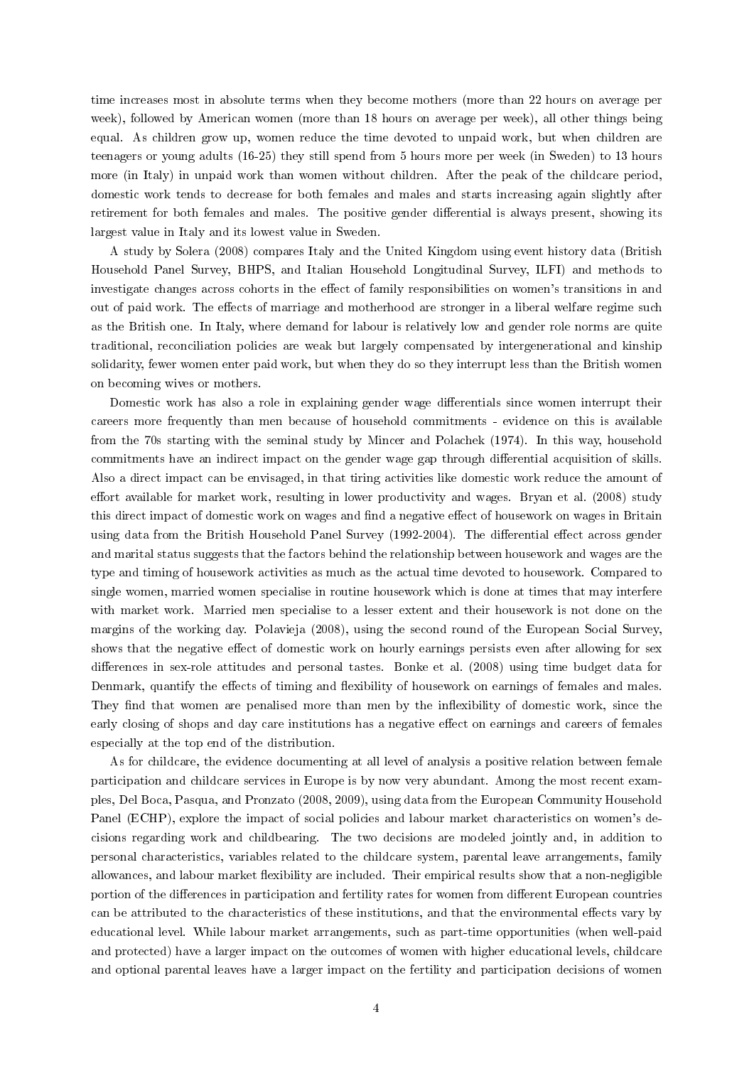time increases most in absolute terms when they become mothers (more than 22 hours on average per week), followed by American women (more than 18 hours on average per week), all other things being equal. As children grow up, women reduce the time devoted to unpaid work, but when children are teenagers or young adults (16-25) they still spend from 5 hours more per week (in Sweden) to 13 hours more (in Italy) in unpaid work than women without children. After the peak of the childcare period, domestic work tends to decrease for both females and males and starts increasing again slightly after retirement for both females and males. The positive gender differential is always present, showing its largest value in Italy and its lowest value in Sweden.

A study by Solera (2008) compares Italy and the United Kingdom using event history data (British Household Panel Survey, BHPS, and Italian Household Longitudinal Survey, ILFI) and methods to investigate changes across cohorts in the effect of family responsibilities on women's transitions in and out of paid work. The effects of marriage and motherhood are stronger in a liberal welfare regime such as the British one. In Italy, where demand for labour is relatively low and gender role norms are quite traditional, reconciliation policies are weak but largely compensated by intergenerational and kinship solidarity, fewer women enter paid work, but when they do so they interrupt less than the British women on becoming wives or mothers.

Domestic work has also a role in explaining gender wage differentials since women interrupt their careers more frequently than men because of household commitments - evidence on this is available from the 70s starting with the seminal study by Mincer and Polachek (1974). In this way, household commitments have an indirect impact on the gender wage gap through differential acquisition of skills. Also a direct impact can be envisaged, in that tiring activities like domestic work reduce the amount of effort available for market work, resulting in lower productivity and wages. Bryan et al. (2008) study this direct impact of domestic work on wages and find a negative effect of housework on wages in Britain using data from the British Household Panel Survey (1992-2004). The differential effect across gender and marital status suggests that the factors behind the relationship between housework and wages are the type and timing of housework activities as much as the actual time devoted to housework. Compared to single women, married women specialise in routine housework which is done at times that may interfere with market work. Married men specialise to a lesser extent and their housework is not done on the margins of the working day. Polavieja (2008), using the second round of the European Social Survey, shows that the negative effect of domestic work on hourly earnings persists even after allowing for sex differences in sex-role attitudes and personal tastes. Bonke et al. (2008) using time budget data for Denmark, quantify the effects of timing and flexibility of housework on earnings of females and males. They find that women are penalised more than men by the inflexibility of domestic work, since the early closing of shops and day care institutions has a negative effect on earnings and careers of females especially at the top end of the distribution.

As for childcare, the evidence documenting at all level of analysis a positive relation between female participation and childcare services in Europe is by now very abundant. Among the most recent examples, Del Boca, Pasqua, and Pronzato (2008, 2009), using data from the European Community Household Panel (ECHP), explore the impact of social policies and labour market characteristics on women's decisions regarding work and childbearing. The two decisions are modeled jointly and, in addition to personal characteristics, variables related to the childcare system, parental leave arrangements, family allowances, and labour market flexibility are included. Their empirical results show that a non-negligible portion of the differences in participation and fertility rates for women from different European countries can be attributed to the characteristics of these institutions, and that the environmental effects vary by educational level. While labour market arrangements, such as part-time opportunities (when well-paid and protected) have a larger impact on the outcomes of women with higher educational levels, childcare and optional parental leaves have a larger impact on the fertility and participation decisions of women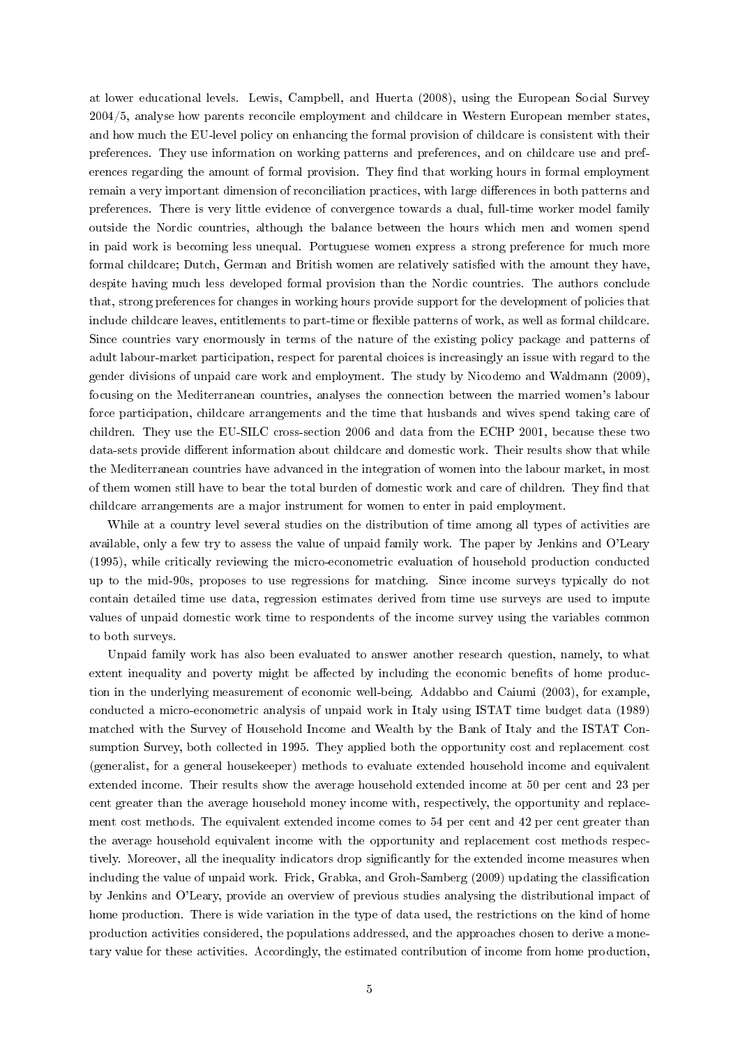at lower educational levels. Lewis, Campbell, and Huerta (2008), using the European Social Survey 2004/5, analyse how parents reconcile employment and childcare in Western European member states, and how much the EU-level policy on enhancing the formal provision of childcare is consistent with their preferences. They use information on working patterns and preferences, and on childcare use and preferences regarding the amount of formal provision. They find that working hours in formal employment remain a very important dimension of reconciliation practices, with large differences in both patterns and preferences. There is very little evidence of convergence towards a dual, full-time worker model family outside the Nordic countries, although the balance between the hours which men and women spend in paid work is becoming less unequal. Portuguese women express a strong preference for much more formal childcare; Dutch, German and British women are relatively satisfied with the amount they have, despite having much less developed formal provision than the Nordic countries. The authors conclude that, strong preferences for changes in working hours provide support for the development of policies that include childcare leaves, entitlements to part-time or flexible patterns of work, as well as formal childcare. Since countries vary enormously in terms of the nature of the existing policy package and patterns of adult labour-market participation, respect for parental choices is increasingly an issue with regard to the gender divisions of unpaid care work and employment. The study by Nicodemo and Waldmann (2009), focusing on the Mediterranean countries, analyses the connection between the married women's labour force participation, childcare arrangements and the time that husbands and wives spend taking care of children. They use the EU-SILC cross-section 2006 and data from the ECHP 2001, because these two data-sets provide different information about childcare and domestic work. Their results show that while the Mediterranean countries have advanced in the integration of women into the labour market, in most of them women still have to bear the total burden of domestic work and care of children. They find that childcare arrangements are a major instrument for women to enter in paid employment.

While at a country level several studies on the distribution of time among all types of activities are available, only a few try to assess the value of unpaid family work. The paper by Jenkins and O'Leary (1995), while critically reviewing the micro-econometric evaluation of household production conducted up to the mid-90s, proposes to use regressions for matching. Since income surveys typically do not contain detailed time use data, regression estimates derived from time use surveys are used to impute values of unpaid domestic work time to respondents of the income survey using the variables common to both surveys.

Unpaid family work has also been evaluated to answer another research question, namely, to what extent inequality and poverty might be affected by including the economic benefits of home production in the underlying measurement of economic well-being. Addabbo and Caiumi (2003), for example, conducted a micro-econometric analysis of unpaid work in Italy using ISTAT time budget data (1989) matched with the Survey of Household Income and Wealth by the Bank of Italy and the ISTAT Consumption Survey, both collected in 1995. They applied both the opportunity cost and replacement cost (generalist, for a general housekeeper) methods to evaluate extended household income and equivalent extended income. Their results show the average household extended income at 50 per cent and 23 per cent greater than the average household money income with, respectively, the opportunity and replacement cost methods. The equivalent extended income comes to 54 per cent and 42 per cent greater than the average household equivalent income with the opportunity and replacement cost methods respectively. Moreover, all the inequality indicators drop significantly for the extended income measures when including the value of unpaid work. Frick, Grabka, and Groh-Samberg (2009) updating the classification by Jenkins and O'Leary, provide an overview of previous studies analysing the distributional impact of home production. There is wide variation in the type of data used, the restrictions on the kind of home production activities considered, the populations addressed, and the approaches chosen to derive a monetary value for these activities. Accordingly, the estimated contribution of income from home production,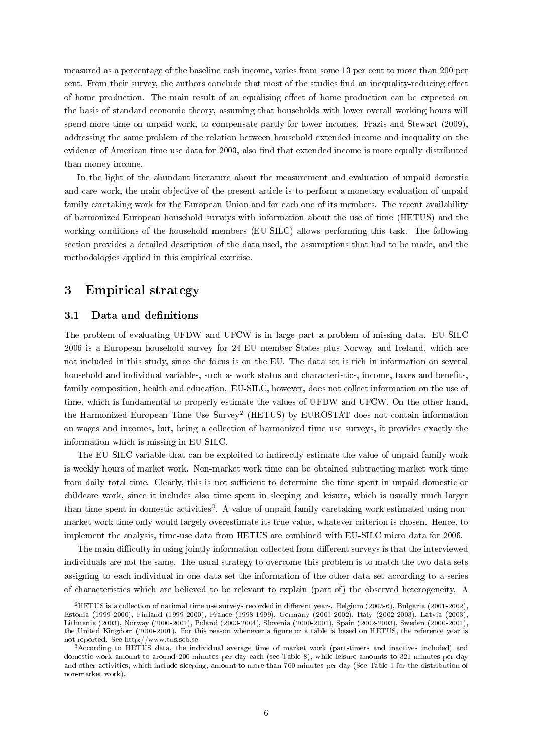measured as a percentage of the baseline cash income, varies from some 13 per cent to more than 200 per cent. From their survey, the authors conclude that most of the studies find an inequality-reducing effect of home production. The main result of an equalising effect of home production can be expected on the basis of standard economic theory, assuming that households with lower overall working hours will spend more time on unpaid work, to compensate partly for lower incomes. Frazis and Stewart (2009), addressing the same problem of the relation between household extended income and inequality on the evidence of American time use data for 2003, also find that extended income is more equally distributed than money income.

In the light of the abundant literature about the measurement and evaluation of unpaid domestic and care work, the main objective of the present article is to perform a monetary evaluation of unpaid family caretaking work for the European Union and for each one of its members. The recent availability of harmonized European household surveys with information about the use of time (HETUS) and the working conditions of the household members (EU-SILC) allows performing this task. The following section provides a detailed description of the data used, the assumptions that had to be made, and the methodologies applied in this empirical exercise.

# 3 Empirical strategy

## 3.1 Data and definitions

The problem of evaluating UFDW and UFCW is in large part a problem of missing data. EU-SILC 2006 is a European household survey for 24 EU member States plus Norway and Iceland, which are not included in this study, since the focus is on the EU. The data set is rich in information on several household and individual variables, such as work status and characteristics, income, taxes and benefits, family composition, health and education. EU-SILC, however, does not collect information on the use of time, which is fundamental to properly estimate the values of UFDW and UFCW. On the other hand, the Harmonized European Time Use Survey[2] (HETUS) by EUROSTAT does not contain information on wages and incomes, but, being a collection of harmonized time use surveys, it provides exactly the information which is missing in EU-SILC.

The EU-SILC variable that can be exploited to indirectly estimate the value of unpaid family work is weekly hours of market work. Non-market work time can be obtained subtracting market work time from daily total time. Clearly, this is not sufficient to determine the time spent in unpaid domestic or childcare work, since it includes also time spent in sleeping and leisure, which is usually much larger than time spent in domestic activities[3]. A value of unpaid family caretaking work estimated using non-market work time only would largely overestimate its true value, whatever criterion is chosen. Hence, to implement the analysis, time-use data from HETUS are combined with EU-SILC micro data for 2006.

The main difficulty in using jointly information collected from different surveys is that the interviewed individuals are not the same. The usual strategy to overcome this problem is to match the two data sets assigning to each individual in one data set the information of the other data set according to a series of characteristics which are believed to be relevant to explain (part of) the observed heterogeneity. A

---

[2] HETUS is a collection of national time use surveys recorded in different years. Belgium (2005-6), Bulgaria (2001-2002), Estonia (1999-2000), Finland (1999-2000), France (1998-1999), Germany (2001-2002), Italy (2002-2003), Latvia (2003), Lithuania (2003), Norway (2000-2001), Poland (2003-2004), Slovenia (2000-2001), Spain (2002-2003), Sweden (2000-2001), the United Kingdom (2000-2001). For this reason whenever a figure or a table is based on HETUS, the reference year is not reported. See http://www.tus.scb.se

[3] According to HETUS data, the individual average time of market work (part-timers and inactives included) and domestic work amount to around 200 minutes per day each (see Table 8), while leisure amounts to 321 minutes per day and other activities, which include sleeping, amount to more than 700 minutes per day (See Table 1 for the distribution of non-market work).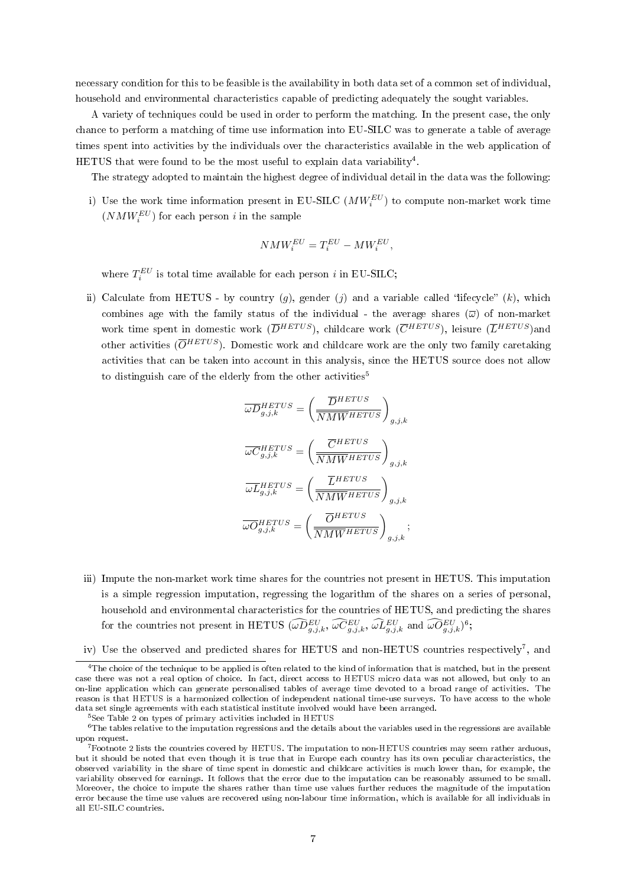necessary condition for this to be feasible is the availability in both data set of a common set of individual, household and environmental characteristics capable of predicting adequately the sought variables.

A variety of techniques could be used in order to perform the matching. In the present case, the only chance to perform a matching of time use information into EU-SILC was to generate a table of average times spent into activities by the individuals over the characteristics available in the web application of HETUS that were found to be the most useful to explain data variability[4].

The strategy adopted to maintain the highest degree of individual detail in the data was the following:

i) Use the work time information present in EU-SILC ($MW_i^{EU}$) to compute non-market work time ($NMW_i^{EU}$) for each person $i$ in the sample

$$NMW_i^{EU} = T_i^{EU} - MW_i^{EU},$$

where $T_i^{EU}$ is total time available for each person $i$ in EU-SILC;

ii) Calculate from HETUS - by country ($g$), gender ($j$) and a variable called "lifecycle" ($k$), which combines age with the family status of the individual - the average shares ($\overline{\omega}$) of non-market work time spent in domestic work ($\overline{D}^{HETUS}$), childcare work ($\overline{C}^{HETUS}$), leisure ($\overline{L}^{HETUS}$)and other activities ($\overline{O}^{HETUS}$). Domestic work and childcare work are the only two family caretaking activities that can be taken into account in this analysis, since the HETUS source does not allow to distinguish care of the elderly from the other activities[5]

$$\overline{\omega D}_{g,j,k}^{HETUS} = \left(\frac{\overline{D}^{HETUS}}{\overline{NMW}^{HETUS}}\right)_{g,j,k}$$

$$\overline{\omega C}_{g,j,k}^{HETUS} = \left(\frac{\overline{C}^{HETUS}}{\overline{NMW}^{HETUS}}\right)_{g,j,k}$$

$$\overline{\omega L}_{g,j,k}^{HETUS} = \left(\frac{\overline{L}^{HETUS}}{\overline{NMW}^{HETUS}}\right)_{g,j,k}$$

$$\overline{\omega O}_{g,j,k}^{HETUS} = \left(\frac{\overline{O}^{HETUS}}{\overline{NMW}^{HETUS}}\right)_{g,j,k};$$

iii) Impute the non-market work time shares for the countries not present in HETUS. This imputation is a simple regression imputation, regressing the logarithm of the shares on a series of personal, household and environmental characteristics for the countries of HETUS, and predicting the shares for the countries not present in HETUS ($\widehat{\omega D}_{g,j,k}^{EU}$, $\widehat{\omega C}_{g,j,k}^{EU}$, $\widehat{\omega L}_{g,j,k}^{EU}$ and $\widehat{\omega O}_{g,j,k}^{EU}$)[6];

iv) Use the observed and predicted shares for HETUS and non-HETUS countries respectively[7], and

---

[4]The choice of the technique to be applied is often related to the kind of information that is matched, but in the present case there was not a real option of choice. In fact, direct access to HETUS micro data was not allowed, but only to an on-line application which can generate personalised tables of average time devoted to a broad range of activities. The reason is that HETUS is a harmonized collection of independent national time-use surveys. To have access to the whole data set single agreements with each statistical institute involved would have been arranged.

[5]See Table 2 on types of primary activities included in HETUS

[6]The tables relative to the imputation regressions and the details about the variables used in the regressions are available upon request.

[7]Footnote 2 lists the countries covered by HETUS. The imputation to non-HETUS countries may seem rather arduous, but it should be noted that even though it is true that in Europe each country has its own peculiar characteristics, the observed variability in the share of time spent in domestic and childcare activities is much lower than, for example, the variability observed for earnings. It follows that the error due to the imputation can be reasonably assumed to be small. Moreover, the choice to impute the shares rather than time use values further reduces the magnitude of the imputation error because the time use values are recovered using non-labour time information, which is available for all individuals in all EU-SILC countries.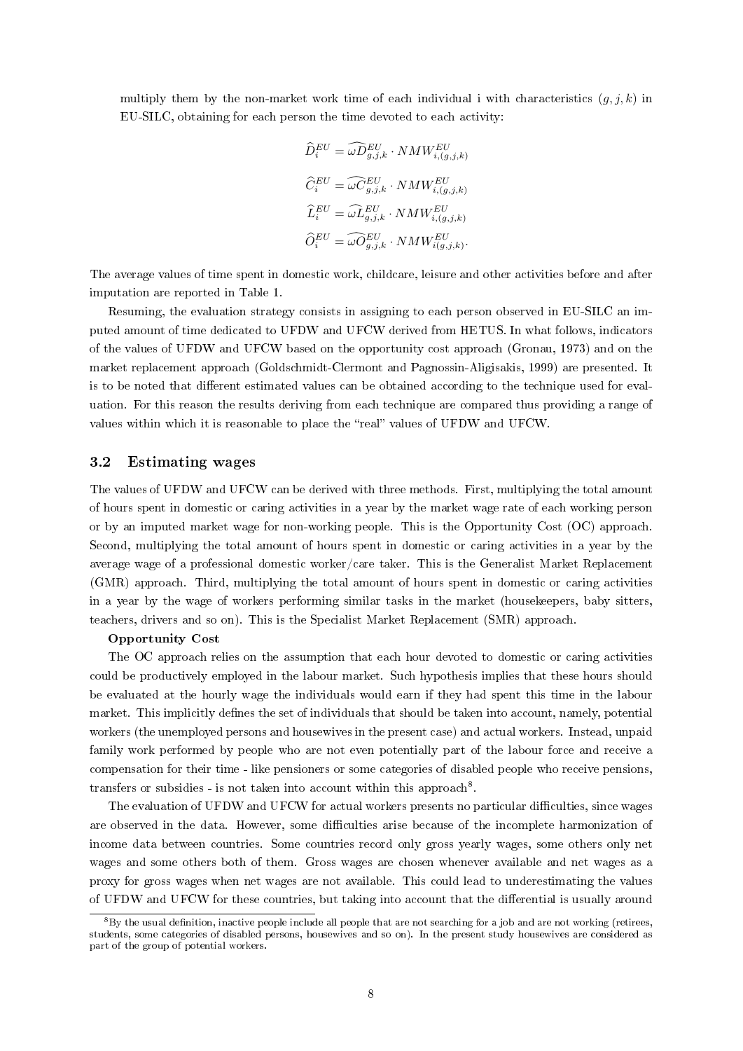multiply them by the non-market work time of each individual i with characteristics $(g, j, k)$ in EU-SILC, obtaining for each person the time devoted to each activity:

$$\widehat{D}_i^{EU} = \widehat{\omega D}_{g,j,k}^{EU} \cdot NMW_{i,(g,j,k)}^{EU}$$

$$\widehat{C}_i^{EU} = \widehat{\omega C}_{g,j,k}^{EU} \cdot NMW_{i,(g,j,k)}^{EU}$$

$$\widehat{L}_i^{EU} = \widehat{\omega L}_{g,j,k}^{EU} \cdot NMW_{i,(g,j,k)}^{EU}$$

$$\widehat{O}_i^{EU} = \widehat{\omega O}_{g,j,k}^{EU} \cdot NMW_{i(g,j,k)}^{EU}.$$

The average values of time spent in domestic work, childcare, leisure and other activities before and after imputation are reported in Table 1.

Resuming, the evaluation strategy consists in assigning to each person observed in EU-SILC an imputed amount of time dedicated to UFDW and UFCW derived from HETUS. In what follows, indicators of the values of UFDW and UFCW based on the opportunity cost approach (Gronau, 1973) and on the market replacement approach (Goldschmidt-Clermont and Pagnossin-Aligisakis, 1999) are presented. It is to be noted that different estimated values can be obtained according to the technique used for evaluation. For this reason the results deriving from each technique are compared thus providing a range of values within which it is reasonable to place the "real" values of UFDW and UFCW.

### 3.2 Estimating wages

The values of UFDW and UFCW can be derived with three methods. First, multiplying the total amount of hours spent in domestic or caring activities in a year by the market wage rate of each working person or by an imputed market wage for non-working people. This is the Opportunity Cost (OC) approach. Second, multiplying the total amount of hours spent in domestic or caring activities in a year by the average wage of a professional domestic worker/care taker. This is the Generalist Market Replacement (GMR) approach. Third, multiplying the total amount of hours spent in domestic or caring activities in a year by the wage of workers performing similar tasks in the market (housekeepers, baby sitters, teachers, drivers and so on). This is the Specialist Market Replacement (SMR) approach.

**Opportunity Cost**

The OC approach relies on the assumption that each hour devoted to domestic or caring activities could be productively employed in the labour market. Such hypothesis implies that these hours should be evaluated at the hourly wage the individuals would earn if they had spent this time in the labour market. This implicitly defines the set of individuals that should be taken into account, namely, potential workers (the unemployed persons and housewives in the present case) and actual workers. Instead, unpaid family work performed by people who are not even potentially part of the labour force and receive a compensation for their time - like pensioners or some categories of disabled people who receive pensions, transfers or subsidies - is not taken into account within this approach[8].

The evaluation of UFDW and UFCW for actual workers presents no particular difficulties, since wages are observed in the data. However, some difficulties arise because of the incomplete harmonization of income data between countries. Some countries record only gross yearly wages, some others only net wages and some others both of them. Gross wages are chosen whenever available and net wages as a proxy for gross wages when net wages are not available. This could lead to underestimating the values of UFDW and UFCW for these countries, but taking into account that the differential is usually around

[8] By the usual definition, inactive people include all people that are not searching for a job and are not working (retirees, students, some categories of disabled persons, housewives and so on). In the present study housewives are considered as part of the group of potential workers.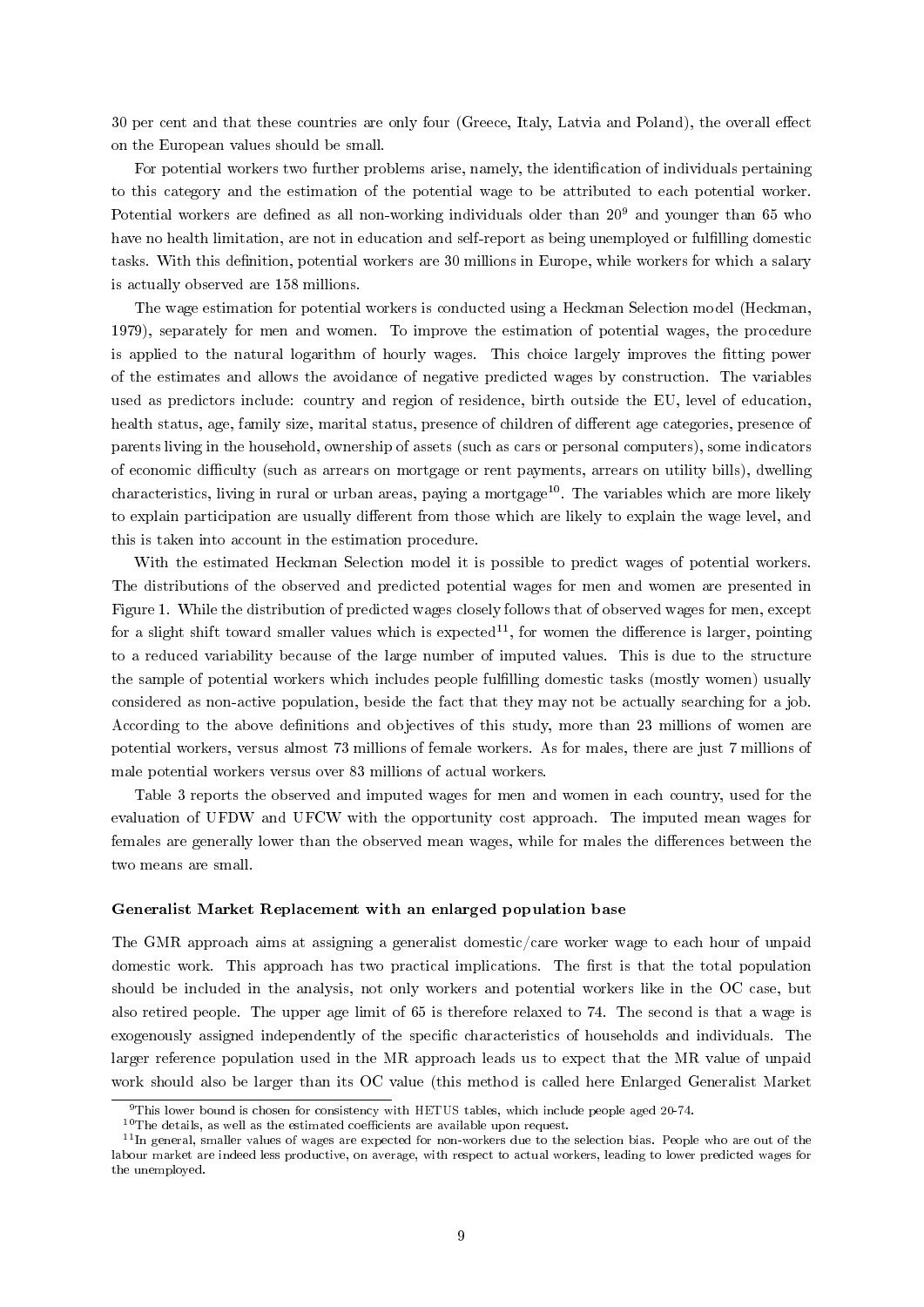30 per cent and that these countries are only four (Greece, Italy, Latvia and Poland), the overall effect on the European values should be small.

For potential workers two further problems arise, namely, the identification of individuals pertaining to this category and the estimation of the potential wage to be attributed to each potential worker. Potential workers are defined as all non-working individuals older than 20[9] and younger than 65 who have no health limitation, are not in education and self-report as being unemployed or fulfilling domestic tasks. With this definition, potential workers are 30 millions in Europe, while workers for which a salary is actually observed are 158 millions.

The wage estimation for potential workers is conducted using a Heckman Selection model (Heckman, 1979), separately for men and women. To improve the estimation of potential wages, the procedure is applied to the natural logarithm of hourly wages. This choice largely improves the fitting power of the estimates and allows the avoidance of negative predicted wages by construction. The variables used as predictors include: country and region of residence, birth outside the EU, level of education, health status, age, family size, marital status, presence of children of different age categories, presence of parents living in the household, ownership of assets (such as cars or personal computers), some indicators of economic difficulty (such as arrears on mortgage or rent payments, arrears on utility bills), dwelling characteristics, living in rural or urban areas, paying a mortgage[10]. The variables which are more likely to explain participation are usually different from those which are likely to explain the wage level, and this is taken into account in the estimation procedure.

With the estimated Heckman Selection model it is possible to predict wages of potential workers. The distributions of the observed and predicted potential wages for men and women are presented in Figure 1. While the distribution of predicted wages closely follows that of observed wages for men, except for a slight shift toward smaller values which is expected[11], for women the difference is larger, pointing to a reduced variability because of the large number of imputed values. This is due to the structure the sample of potential workers which includes people fulfilling domestic tasks (mostly women) usually considered as non-active population, beside the fact that they may not be actually searching for a job. According to the above definitions and objectives of this study, more than 23 millions of women are potential workers, versus almost 73 millions of female workers. As for males, there are just 7 millions of male potential workers versus over 83 millions of actual workers.

Table 3 reports the observed and imputed wages for men and women in each country, used for the evaluation of UFDW and UFCW with the opportunity cost approach. The imputed mean wages for females are generally lower than the observed mean wages, while for males the differences between the two means are small.

**Generalist Market Replacement with an enlarged population base**

The GMR approach aims at assigning a generalist domestic/care worker wage to each hour of unpaid domestic work. This approach has two practical implications. The first is that the total population should be included in the analysis, not only workers and potential workers like in the OC case, but also retired people. The upper age limit of 65 is therefore relaxed to 74. The second is that a wage is exogenously assigned independently of the specific characteristics of households and individuals. The larger reference population used in the MR approach leads us to expect that the MR value of unpaid work should also be larger than its OC value (this method is called here Enlarged Generalist Market

[9] This lower bound is chosen for consistency with HETUS tables, which include people aged 20-74.

[10] The details, as well as the estimated coefficients are available upon request.

[11] In general, smaller values of wages are expected for non-workers due to the selection bias. People who are out of the labour market are indeed less productive, on average, with respect to actual workers, leading to lower predicted wages for the unemployed.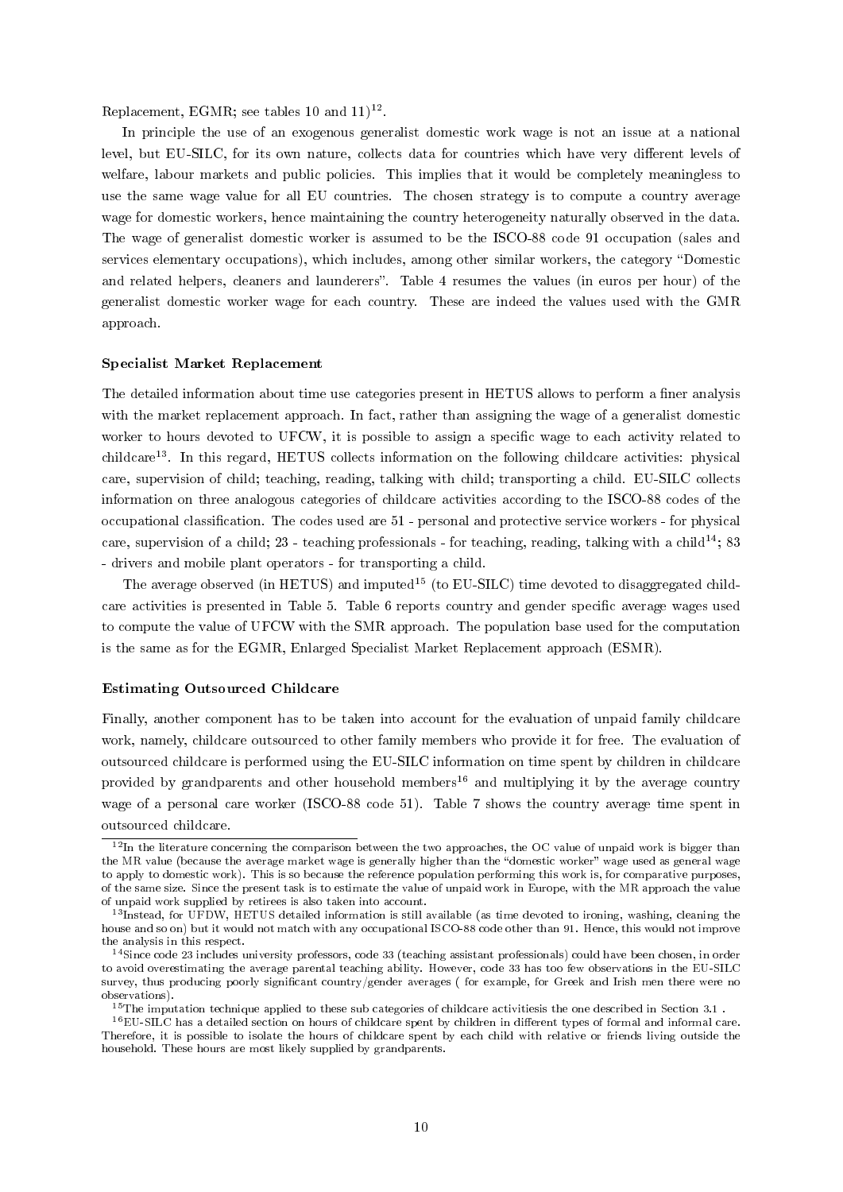Replacement, EGMR; see tables 10 and 11)[12].

In principle the use of an exogenous generalist domestic work wage is not an issue at a national level, but EU-SILC, for its own nature, collects data for countries which have very different levels of welfare, labour markets and public policies. This implies that it would be completely meaningless to use the same wage value for all EU countries. The chosen strategy is to compute a country average wage for domestic workers, hence maintaining the country heterogeneity naturally observed in the data. The wage of generalist domestic worker is assumed to be the ISCO-88 code 91 occupation (sales and services elementary occupations), which includes, among other similar workers, the category "Domestic and related helpers, cleaners and launderers". Table 4 resumes the values (in euros per hour) of the generalist domestic worker wage for each country. These are indeed the values used with the GMR approach.

**Specialist Market Replacement**

The detailed information about time use categories present in HETUS allows to perform a finer analysis with the market replacement approach. In fact, rather than assigning the wage of a generalist domestic worker to hours devoted to UFCW, it is possible to assign a specific wage to each activity related to childcare[13]. In this regard, HETUS collects information on the following childcare activities: physical care, supervision of child; teaching, reading, talking with child; transporting a child. EU-SILC collects information on three analogous categories of childcare activities according to the ISCO-88 codes of the occupational classification. The codes used are 51 - personal and protective service workers - for physical care, supervision of a child; 23 - teaching professionals - for teaching, reading, talking with a child[14]; 83 - drivers and mobile plant operators - for transporting a child.

The average observed (in HETUS) and imputed[15] (to EU-SILC) time devoted to disaggregated childcare activities is presented in Table 5. Table 6 reports country and gender specific average wages used to compute the value of UFCW with the SMR approach. The population base used for the computation is the same as for the EGMR, Enlarged Specialist Market Replacement approach (ESMR).

**Estimating Outsourced Childcare**

Finally, another component has to be taken into account for the evaluation of unpaid family childcare work, namely, childcare outsourced to other family members who provide it for free. The evaluation of outsourced childcare is performed using the EU-SILC information on time spent by children in childcare provided by grandparents and other household members[16] and multiplying it by the average country wage of a personal care worker (ISCO-88 code 51). Table 7 shows the country average time spent in outsourced childcare.

---

[12] In the literature concerning the comparison between the two approaches, the OC value of unpaid work is bigger than the MR value (because the average market wage is generally higher than the "domestic worker" wage used as general wage to apply to domestic work). This is so because the reference population performing this work is, for comparative purposes, of the same size. Since the present task is to estimate the value of unpaid work in Europe, with the MR approach the value of unpaid work supplied by retirees is also taken into account.

[13] Instead, for UFDW, HETUS detailed information is still available (as time devoted to ironing, washing, cleaning the house and so on) but it would not match with any occupational ISCO-88 code other than 91. Hence, this would not improve the analysis in this respect.

[14] Since code 23 includes university professors, code 33 (teaching assistant professionals) could have been chosen, in order to avoid overestimating the average parental teaching ability. However, code 33 has too few observations in the EU-SILC survey, thus producing poorly significant country/gender averages ( for example, for Greek and Irish men there were no observations).

[15] The imputation technique applied to these sub categories of childcare activitiesis the one described in Section 3.1 .

[16] EU-SILC has a detailed section on hours of childcare spent by children in different types of formal and informal care. Therefore, it is possible to isolate the hours of childcare spent by each child with relative or friends living outside the household. These hours are most likely supplied by grandparents.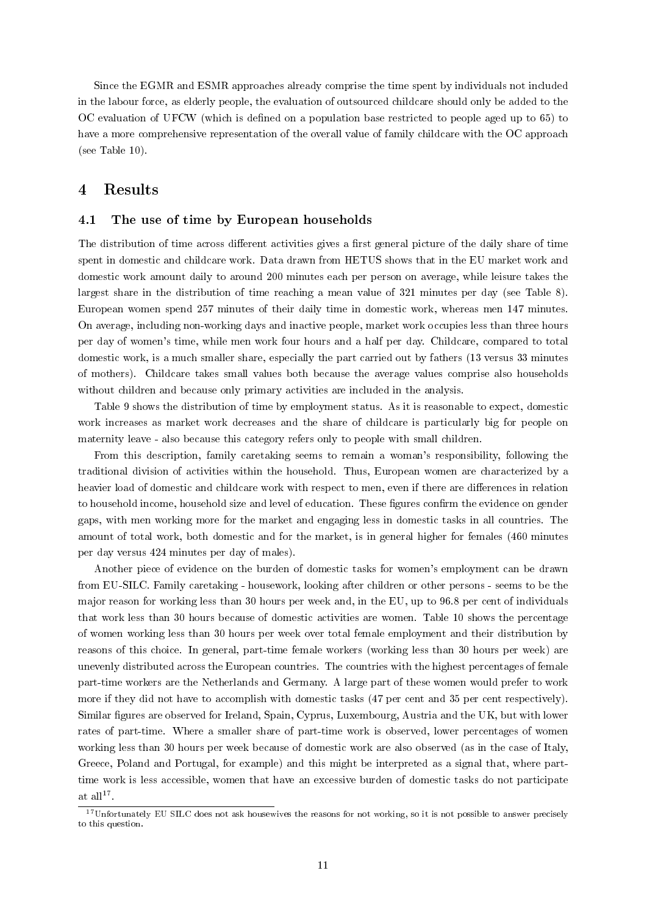Since the EGMR and ESMR approaches already comprise the time spent by individuals not included in the labour force, as elderly people, the evaluation of outsourced childcare should only be added to the OC evaluation of UFCW (which is defined on a population base restricted to people aged up to 65) to have a more comprehensive representation of the overall value of family childcare with the OC approach (see Table 10).

# 4 Results

## 4.1 The use of time by European households

The distribution of time across different activities gives a first general picture of the daily share of time spent in domestic and childcare work. Data drawn from HETUS shows that in the EU market work and domestic work amount daily to around 200 minutes each per person on average, while leisure takes the largest share in the distribution of time reaching a mean value of 321 minutes per day (see Table 8). European women spend 257 minutes of their daily time in domestic work, whereas men 147 minutes. On average, including non-working days and inactive people, market work occupies less than three hours per day of women's time, while men work four hours and a half per day. Childcare, compared to total domestic work, is a much smaller share, especially the part carried out by fathers (13 versus 33 minutes of mothers). Childcare takes small values both because the average values comprise also households without children and because only primary activities are included in the analysis.

Table 9 shows the distribution of time by employment status. As it is reasonable to expect, domestic work increases as market work decreases and the share of childcare is particularly big for people on maternity leave - also because this category refers only to people with small children.

From this description, family caretaking seems to remain a woman's responsibility, following the traditional division of activities within the household. Thus, European women are characterized by a heavier load of domestic and childcare work with respect to men, even if there are differences in relation to household income, household size and level of education. These figures confirm the evidence on gender gaps, with men working more for the market and engaging less in domestic tasks in all countries. The amount of total work, both domestic and for the market, is in general higher for females (460 minutes per day versus 424 minutes per day of males).

Another piece of evidence on the burden of domestic tasks for women's employment can be drawn from EU-SILC. Family caretaking - housework, looking after children or other persons - seems to be the major reason for working less than 30 hours per week and, in the EU, up to 96.8 per cent of individuals that work less than 30 hours because of domestic activities are women. Table 10 shows the percentage of women working less than 30 hours per week over total female employment and their distribution by reasons of this choice. In general, part-time female workers (working less than 30 hours per week) are unevenly distributed across the European countries. The countries with the highest percentages of female part-time workers are the Netherlands and Germany. A large part of these women would prefer to work more if they did not have to accomplish with domestic tasks (47 per cent and 35 per cent respectively). Similar figures are observed for Ireland, Spain, Cyprus, Luxembourg, Austria and the UK, but with lower rates of part-time. Where a smaller share of part-time work is observed, lower percentages of women working less than 30 hours per week because of domestic work are also observed (as in the case of Italy, Greece, Poland and Portugal, for example) and this might be interpreted as a signal that, where part-time work is less accessible, women that have an excessive burden of domestic tasks do not participate at all[17].

[17] Unfortunately EU SILC does not ask housewives the reasons for not working, so it is not possible to answer precisely to this question.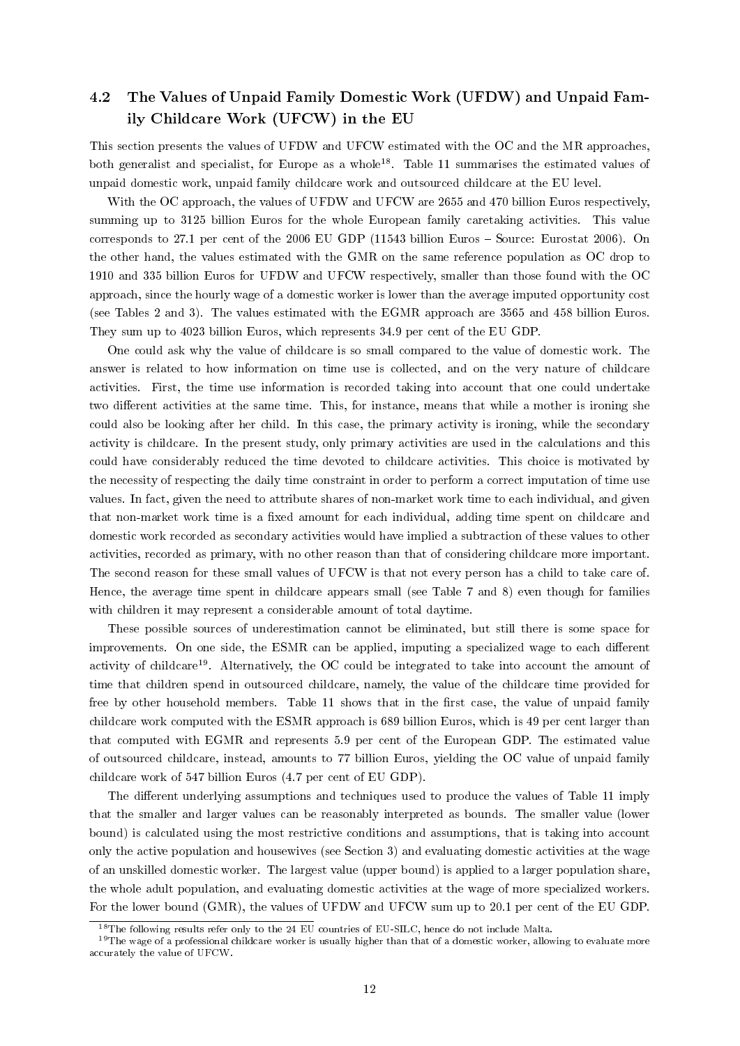### 4.2 The Values of Unpaid Family Domestic Work (UFDW) and Unpaid Family Childcare Work (UFCW) in the EU

This section presents the values of UFDW and UFCW estimated with the OC and the MR approaches, both generalist and specialist, for Europe as a whole[18]. Table 11 summarises the estimated values of unpaid domestic work, unpaid family childcare work and outsourced childcare at the EU level.

With the OC approach, the values of UFDW and UFCW are 2655 and 470 billion Euros respectively, summing up to 3125 billion Euros for the whole European family caretaking activities. This value corresponds to 27.1 per cent of the 2006 EU GDP (11543 billion Euros – Source: Eurostat 2006). On the other hand, the values estimated with the GMR on the same reference population as OC drop to 1910 and 335 billion Euros for UFDW and UFCW respectively, smaller than those found with the OC approach, since the hourly wage of a domestic worker is lower than the average imputed opportunity cost (see Tables 2 and 3). The values estimated with the EGMR approach are 3565 and 458 billion Euros. They sum up to 4023 billion Euros, which represents 34.9 per cent of the EU GDP.

One could ask why the value of childcare is so small compared to the value of domestic work. The answer is related to how information on time use is collected, and on the very nature of childcare activities. First, the time use information is recorded taking into account that one could undertake two different activities at the same time. This, for instance, means that while a mother is ironing she could also be looking after her child. In this case, the primary activity is ironing, while the secondary activity is childcare. In the present study, only primary activities are used in the calculations and this could have considerably reduced the time devoted to childcare activities. This choice is motivated by the necessity of respecting the daily time constraint in order to perform a correct imputation of time use values. In fact, given the need to attribute shares of non-market work time to each individual, and given that non-market work time is a fixed amount for each individual, adding time spent on childcare and domestic work recorded as secondary activities would have implied a subtraction of these values to other activities, recorded as primary, with no other reason than that of considering childcare more important. The second reason for these small values of UFCW is that not every person has a child to take care of. Hence, the average time spent in childcare appears small (see Table 7 and 8) even though for families with children it may represent a considerable amount of total daytime.

These possible sources of underestimation cannot be eliminated, but still there is some space for improvements. On one side, the ESMR can be applied, imputing a specialized wage to each different activity of childcare[19]. Alternatively, the OC could be integrated to take into account the amount of time that children spend in outsourced childcare, namely, the value of the childcare time provided for free by other household members. Table 11 shows that in the first case, the value of unpaid family childcare work computed with the ESMR approach is 689 billion Euros, which is 49 per cent larger than that computed with EGMR and represents 5.9 per cent of the European GDP. The estimated value of outsourced childcare, instead, amounts to 77 billion Euros, yielding the OC value of unpaid family childcare work of 547 billion Euros (4.7 per cent of EU GDP).

The different underlying assumptions and techniques used to produce the values of Table 11 imply that the smaller and larger values can be reasonably interpreted as bounds. The smaller value (lower bound) is calculated using the most restrictive conditions and assumptions, that is taking into account only the active population and housewives (see Section 3) and evaluating domestic activities at the wage of an unskilled domestic worker. The largest value (upper bound) is applied to a larger population share, the whole adult population, and evaluating domestic activities at the wage of more specialized workers. For the lower bound (GMR), the values of UFDW and UFCW sum up to 20.1 per cent of the EU GDP.

[18] The following results refer only to the 24 EU countries of EU-SILC, hence do not include Malta.

[19] The wage of a professional childcare worker is usually higher than that of a domestic worker, allowing to evaluate more accurately the value of UFCW.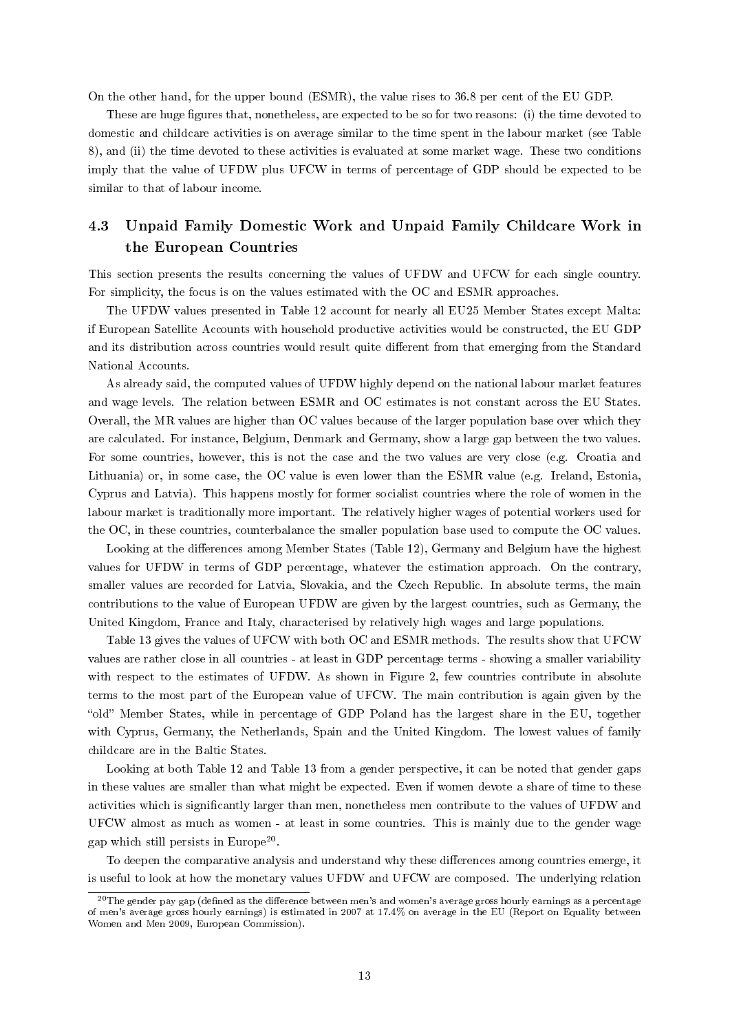On the other hand, for the upper bound (ESMR), the value rises to 36.8 per cent of the EU GDP.

These are huge figures that, nonetheless, are expected to be so for two reasons: (i) the time devoted to domestic and childcare activities is on average similar to the time spent in the labour market (see Table 8), and (ii) the time devoted to these activities is evaluated at some market wage. These two conditions imply that the value of UFDW plus UFCW in terms of percentage of GDP should be expected to be similar to that of labour income.

## 4.3 Unpaid Family Domestic Work and Unpaid Family Childcare Work in the European Countries

This section presents the results concerning the values of UFDW and UFCW for each single country. For simplicity, the focus is on the values estimated with the OC and ESMR approaches.

The UFDW values presented in Table 12 account for nearly all EU25 Member States except Malta: if European Satellite Accounts with household productive activities would be constructed, the EU GDP and its distribution across countries would result quite different from that emerging from the Standard National Accounts.

As already said, the computed values of UFDW highly depend on the national labour market features and wage levels. The relation between ESMR and OC estimates is not constant across the EU States. Overall, the MR values are higher than OC values because of the larger population base over which they are calculated. For instance, Belgium, Denmark and Germany, show a large gap between the two values. For some countries, however, this is not the case and the two values are very close (e.g. Croatia and Lithuania) or, in some case, the OC value is even lower than the ESMR value (e.g. Ireland, Estonia, Cyprus and Latvia). This happens mostly for former socialist countries where the role of women in the labour market is traditionally more important. The relatively higher wages of potential workers used for the OC, in these countries, counterbalance the smaller population base used to compute the OC values.

Looking at the differences among Member States (Table 12), Germany and Belgium have the highest values for UFDW in terms of GDP percentage, whatever the estimation approach. On the contrary, smaller values are recorded for Latvia, Slovakia, and the Czech Republic. In absolute terms, the main contributions to the value of European UFDW are given by the largest countries, such as Germany, the United Kingdom, France and Italy, characterised by relatively high wages and large populations.

Table 13 gives the values of UFCW with both OC and ESMR methods. The results show that UFCW values are rather close in all countries - at least in GDP percentage terms - showing a smaller variability with respect to the estimates of UFDW. As shown in Figure 2, few countries contribute in absolute terms to the most part of the European value of UFCW. The main contribution is again given by the "old" Member States, while in percentage of GDP Poland has the largest share in the EU, together with Cyprus, Germany, the Netherlands, Spain and the United Kingdom. The lowest values of family childcare are in the Baltic States.

Looking at both Table 12 and Table 13 from a gender perspective, it can be noted that gender gaps in these values are smaller than what might be expected. Even if women devote a share of time to these activities which is significantly larger than men, nonetheless men contribute to the values of UFDW and UFCW almost as much as women - at least in some countries. This is mainly due to the gender wage gap which still persists in Europe[20].

To deepen the comparative analysis and understand why these differences among countries emerge, it is useful to look at how the monetary values UFDW and UFCW are composed. The underlying relation

[20] The gender pay gap (defined as the difference between men's and women's average gross hourly earnings as a percentage of men's average gross hourly earnings) is estimated in 2007 at 17.4% on average in the EU (Report on Equality between Women and Men 2009, European Commission).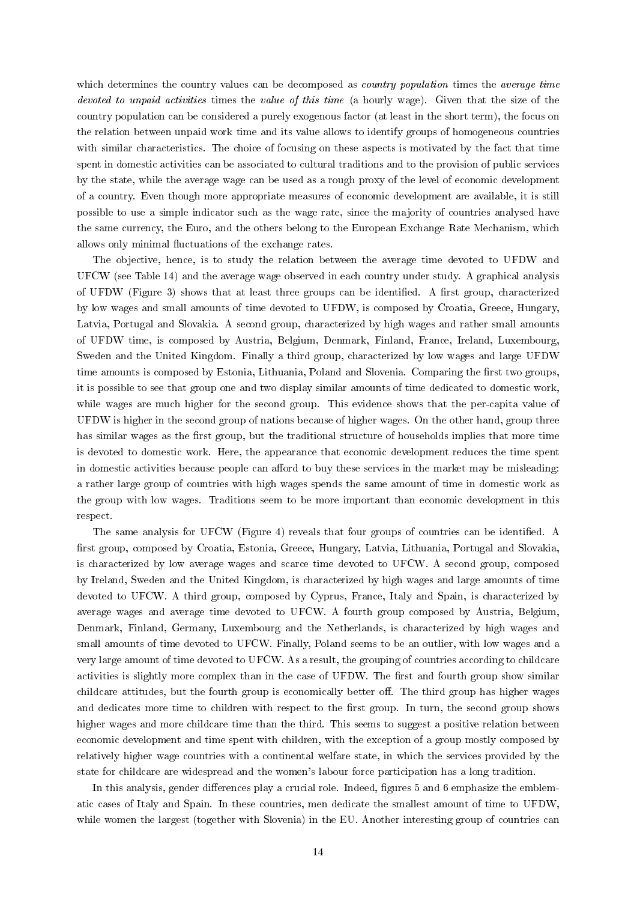which determines the country values can be decomposed as *country population* times the *average time devoted to unpaid activities* times the *value of this time* (a hourly wage). Given that the size of the country population can be considered a purely exogenous factor (at least in the short term), the focus on the relation between unpaid work time and its value allows to identify groups of homogeneous countries with similar characteristics. The choice of focusing on these aspects is motivated by the fact that time spent in domestic activities can be associated to cultural traditions and to the provision of public services by the state, while the average wage can be used as a rough proxy of the level of economic development of a country. Even though more appropriate measures of economic development are available, it is still possible to use a simple indicator such as the wage rate, since the majority of countries analysed have the same currency, the Euro, and the others belong to the European Exchange Rate Mechanism, which allows only minimal fluctuations of the exchange rates.

The objective, hence, is to study the relation between the average time devoted to UFDW and UFCW (see Table 14) and the average wage observed in each country under study. A graphical analysis of UFDW (Figure 3) shows that at least three groups can be identified. A first group, characterized by low wages and small amounts of time devoted to UFDW, is composed by Croatia, Greece, Hungary, Latvia, Portugal and Slovakia. A second group, characterized by high wages and rather small amounts of UFDW time, is composed by Austria, Belgium, Denmark, Finland, France, Ireland, Luxembourg, Sweden and the United Kingdom. Finally a third group, characterized by low wages and large UFDW time amounts is composed by Estonia, Lithuania, Poland and Slovenia. Comparing the first two groups, it is possible to see that group one and two display similar amounts of time dedicated to domestic work, while wages are much higher for the second group. This evidence shows that the per-capita value of UFDW is higher in the second group of nations because of higher wages. On the other hand, group three has similar wages as the first group, but the traditional structure of households implies that more time is devoted to domestic work. Here, the appearance that economic development reduces the time spent in domestic activities because people can afford to buy these services in the market may be misleading: a rather large group of countries with high wages spends the same amount of time in domestic work as the group with low wages. Traditions seem to be more important than economic development in this respect.

The same analysis for UFCW (Figure 4) reveals that four groups of countries can be identified. A first group, composed by Croatia, Estonia, Greece, Hungary, Latvia, Lithuania, Portugal and Slovakia, is characterized by low average wages and scarce time devoted to UFCW. A second group, composed by Ireland, Sweden and the United Kingdom, is characterized by high wages and large amounts of time devoted to UFCW. A third group, composed by Cyprus, France, Italy and Spain, is characterized by average wages and average time devoted to UFCW. A fourth group composed by Austria, Belgium, Denmark, Finland, Germany, Luxembourg and the Netherlands, is characterized by high wages and small amounts of time devoted to UFCW. Finally, Poland seems to be an outlier, with low wages and a very large amount of time devoted to UFCW. As a result, the grouping of countries according to childcare activities is slightly more complex than in the case of UFDW. The first and fourth group show similar childcare attitudes, but the fourth group is economically better off. The third group has higher wages and dedicates more time to children with respect to the first group. In turn, the second group shows higher wages and more childcare time than the third. This seems to suggest a positive relation between economic development and time spent with children, with the exception of a group mostly composed by relatively higher wage countries with a continental welfare state, in which the services provided by the state for childcare are widespread and the women's labour force participation has a long tradition.

In this analysis, gender differences play a crucial role. Indeed, figures 5 and 6 emphasize the emblematic cases of Italy and Spain. In these countries, men dedicate the smallest amount of time to UFDW, while women the largest (together with Slovenia) in the EU. Another interesting group of countries can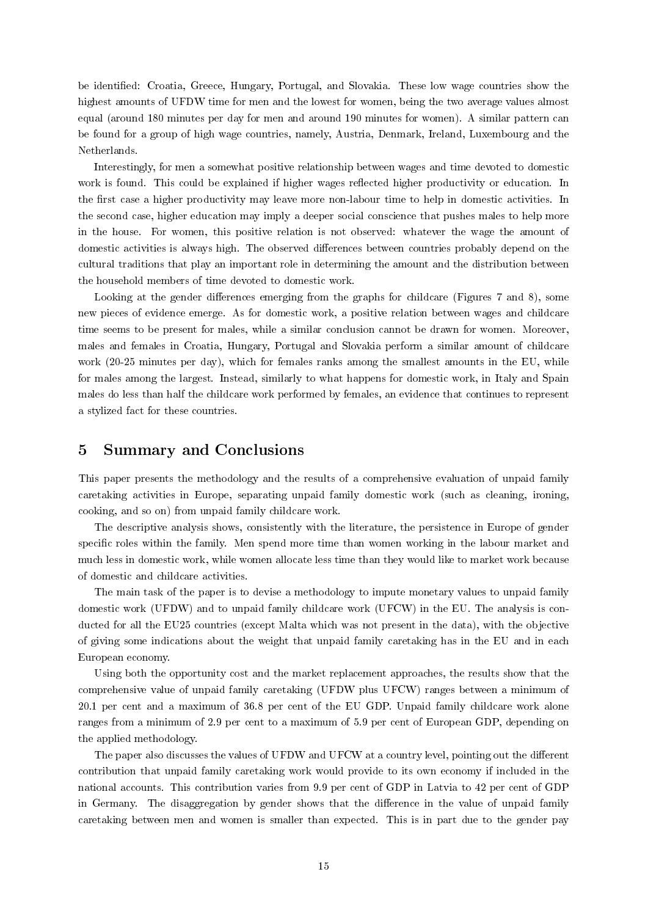be identified: Croatia, Greece, Hungary, Portugal, and Slovakia. These low wage countries show the highest amounts of UFDW time for men and the lowest for women, being the two average values almost equal (around 180 minutes per day for men and around 190 minutes for women). A similar pattern can be found for a group of high wage countries, namely, Austria, Denmark, Ireland, Luxembourg and the Netherlands.

Interestingly, for men a somewhat positive relationship between wages and time devoted to domestic work is found. This could be explained if higher wages reflected higher productivity or education. In the first case a higher productivity may leave more non-labour time to help in domestic activities. In the second case, higher education may imply a deeper social conscience that pushes males to help more in the house. For women, this positive relation is not observed: whatever the wage the amount of domestic activities is always high. The observed differences between countries probably depend on the cultural traditions that play an important role in determining the amount and the distribution between the household members of time devoted to domestic work.

Looking at the gender differences emerging from the graphs for childcare (Figures 7 and 8), some new pieces of evidence emerge. As for domestic work, a positive relation between wages and childcare time seems to be present for males, while a similar conclusion cannot be drawn for women. Moreover, males and females in Croatia, Hungary, Portugal and Slovakia perform a similar amount of childcare work (20-25 minutes per day), which for females ranks among the smallest amounts in the EU, while for males among the largest. Instead, similarly to what happens for domestic work, in Italy and Spain males do less than half the childcare work performed by females, an evidence that continues to represent a stylized fact for these countries.

# 5 Summary and Conclusions

This paper presents the methodology and the results of a comprehensive evaluation of unpaid family caretaking activities in Europe, separating unpaid family domestic work (such as cleaning, ironing, cooking, and so on) from unpaid family childcare work.

The descriptive analysis shows, consistently with the literature, the persistence in Europe of gender specific roles within the family. Men spend more time than women working in the labour market and much less in domestic work, while women allocate less time than they would like to market work because of domestic and childcare activities.

The main task of the paper is to devise a methodology to impute monetary values to unpaid family domestic work (UFDW) and to unpaid family childcare work (UFCW) in the EU. The analysis is conducted for all the EU25 countries (except Malta which was not present in the data), with the objective of giving some indications about the weight that unpaid family caretaking has in the EU and in each European economy.

Using both the opportunity cost and the market replacement approaches, the results show that the comprehensive value of unpaid family caretaking (UFDW plus UFCW) ranges between a minimum of 20.1 per cent and a maximum of 36.8 per cent of the EU GDP. Unpaid family childcare work alone ranges from a minimum of 2.9 per cent to a maximum of 5.9 per cent of European GDP, depending on the applied methodology.

The paper also discusses the values of UFDW and UFCW at a country level, pointing out the different contribution that unpaid family caretaking work would provide to its own economy if included in the national accounts. This contribution varies from 9.9 per cent of GDP in Latvia to 42 per cent of GDP in Germany. The disaggregation by gender shows that the difference in the value of unpaid family caretaking between men and women is smaller than expected. This is in part due to the gender pay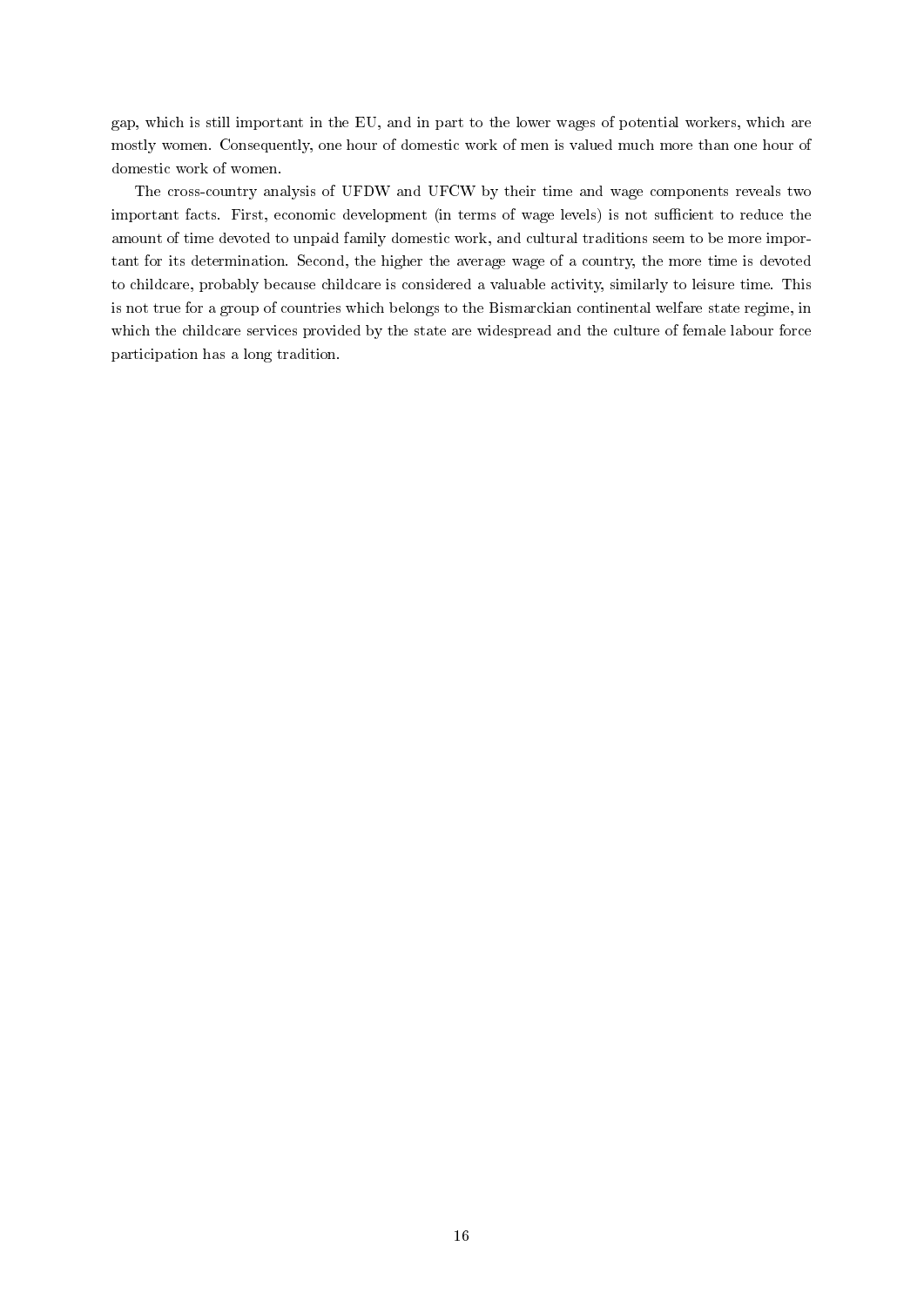gap, which is still important in the EU, and in part to the lower wages of potential workers, which are mostly women. Consequently, one hour of domestic work of men is valued much more than one hour of domestic work of women.

The cross-country analysis of UFDW and UFCW by their time and wage components reveals two important facts. First, economic development (in terms of wage levels) is not sufficient to reduce the amount of time devoted to unpaid family domestic work, and cultural traditions seem to be more important for its determination. Second, the higher the average wage of a country, the more time is devoted to childcare, probably because childcare is considered a valuable activity, similarly to leisure time. This is not true for a group of countries which belongs to the Bismarckian continental welfare state regime, in which the childcare services provided by the state are widespread and the culture of female labour force participation has a long tradition.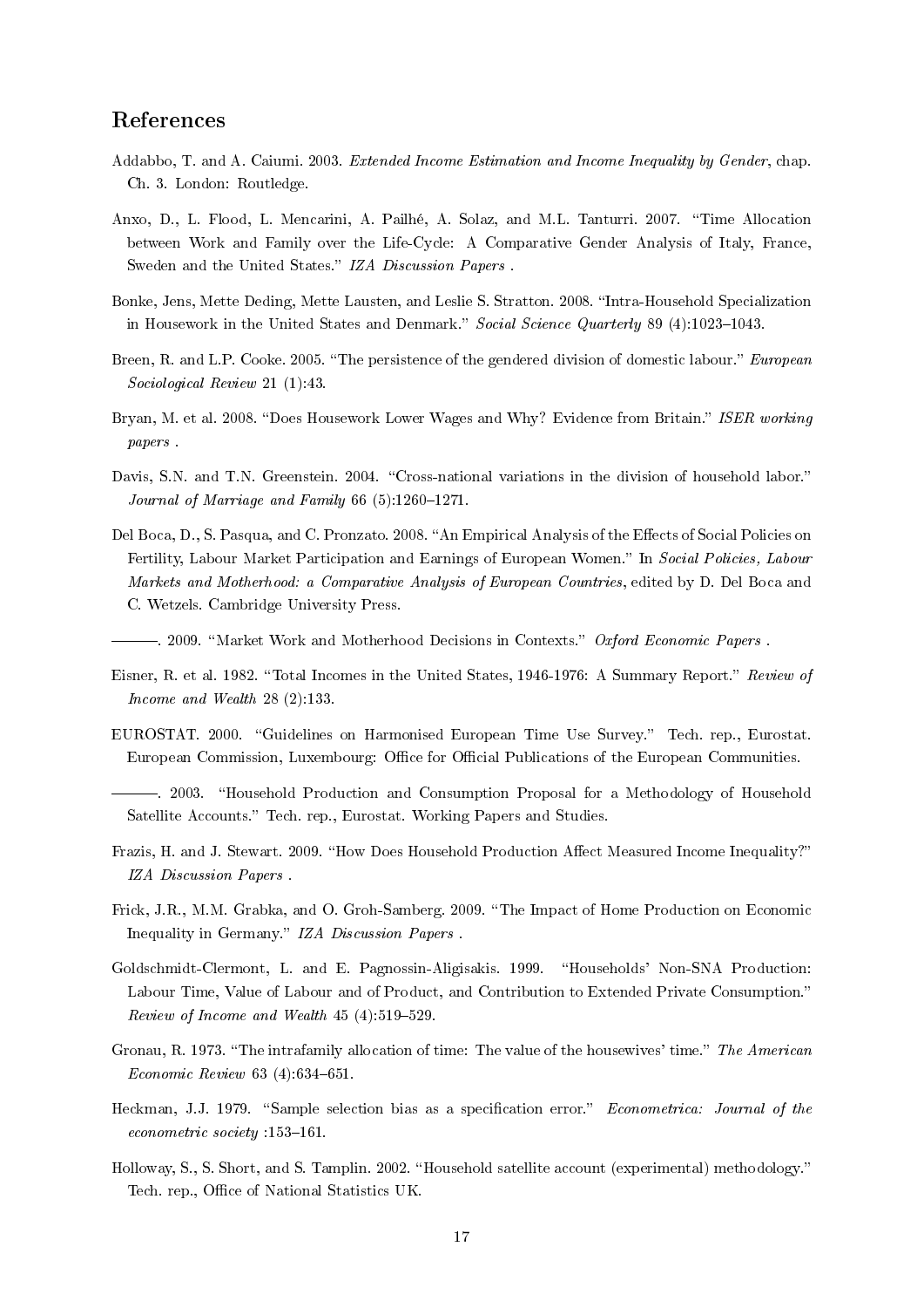## References

Addabbo, T. and A. Caiumi. 2003. *Extended Income Estimation and Income Inequality by Gender*, chap. Ch. 3. London: Routledge.

Anxo, D., L. Flood, L. Mencarini, A. Pailhé, A. Solaz, and M.L. Tanturri. 2007. "Time Allocation between Work and Family over the Life-Cycle: A Comparative Gender Analysis of Italy, France, Sweden and the United States." *IZA Discussion Papers* .

Bonke, Jens, Mette Deding, Mette Lausten, and Leslie S. Stratton. 2008. "Intra-Household Specialization in Housework in the United States and Denmark." *Social Science Quarterly* 89 (4):1023–1043.

Breen, R. and L.P. Cooke. 2005. "The persistence of the gendered division of domestic labour." *European Sociological Review* 21 (1):43.

Bryan, M. et al. 2008. "Does Housework Lower Wages and Why? Evidence from Britain." *ISER working papers* .

Davis, S.N. and T.N. Greenstein. 2004. "Cross-national variations in the division of household labor." *Journal of Marriage and Family* 66 (5):1260–1271.

Del Boca, D., S. Pasqua, and C. Pronzato. 2008. "An Empirical Analysis of the Effects of Social Policies on Fertility, Labour Market Participation and Earnings of European Women." In *Social Policies, Labour Markets and Motherhood: a Comparative Analysis of European Countries*, edited by D. Del Boca and C. Wetzels. Cambridge University Press.

———. 2009. "Market Work and Motherhood Decisions in Contexts." *Oxford Economic Papers* .

Eisner, R. et al. 1982. "Total Incomes in the United States, 1946-1976: A Summary Report." *Review of Income and Wealth* 28 (2):133.

EUROSTAT. 2000. "Guidelines on Harmonised European Time Use Survey." Tech. rep., Eurostat. European Commission, Luxembourg: Office for Official Publications of the European Communities.

———. 2003. "Household Production and Consumption Proposal for a Methodology of Household Satellite Accounts." Tech. rep., Eurostat. Working Papers and Studies.

Frazis, H. and J. Stewart. 2009. "How Does Household Production Affect Measured Income Inequality?" *IZA Discussion Papers* .

Frick, J.R., M.M. Grabka, and O. Groh-Samberg. 2009. "The Impact of Home Production on Economic Inequality in Germany." *IZA Discussion Papers* .

Goldschmidt-Clermont, L. and E. Pagnossin-Aligisakis. 1999. "Households' Non-SNA Production: Labour Time, Value of Labour and of Product, and Contribution to Extended Private Consumption." *Review of Income and Wealth* 45 (4):519–529.

Gronau, R. 1973. "The intrafamily allocation of time: The value of the housewives' time." *The American Economic Review* 63 (4):634–651.

Heckman, J.J. 1979. "Sample selection bias as a specification error." *Econometrica: Journal of the econometric society* :153–161.

Holloway, S., S. Short, and S. Tamplin. 2002. "Household satellite account (experimental) methodology." Tech. rep., Office of National Statistics UK.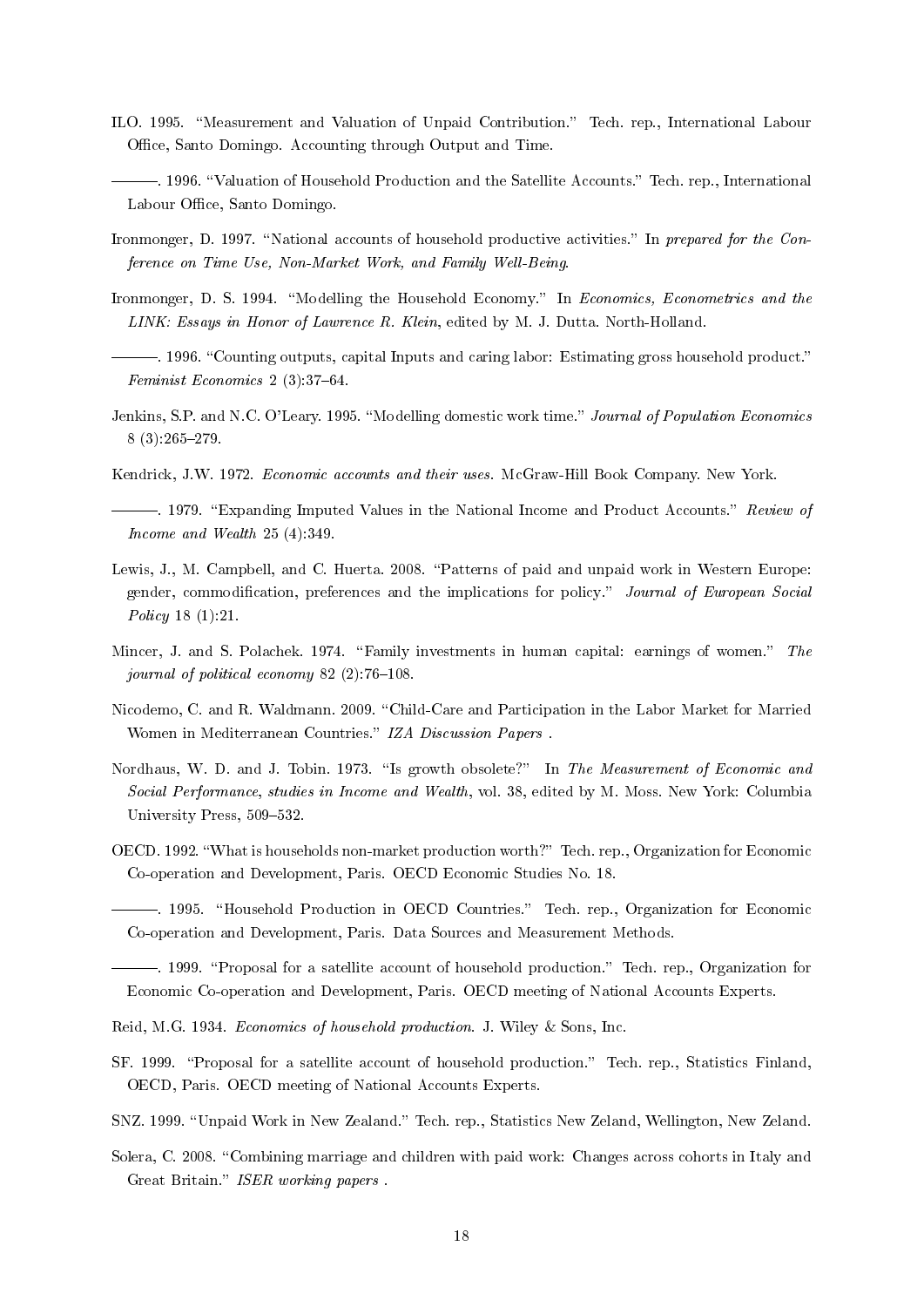ILO. 1995. "Measurement and Valuation of Unpaid Contribution." Tech. rep., International Labour Office, Santo Domingo. Accounting through Output and Time.

———. 1996. "Valuation of Household Production and the Satellite Accounts." Tech. rep., International Labour Office, Santo Domingo.

Ironmonger, D. 1997. "National accounts of household productive activities." In *prepared for the Conference on Time Use, Non-Market Work, and Family Well-Being*.

Ironmonger, D. S. 1994. "Modelling the Household Economy." In *Economics, Econometrics and the LINK: Essays in Honor of Lawrence R. Klein*, edited by M. J. Dutta. North-Holland.

———. 1996. "Counting outputs, capital Inputs and caring labor: Estimating gross household product." *Feminist Economics* 2 (3):37–64.

Jenkins, S.P. and N.C. O'Leary. 1995. "Modelling domestic work time." *Journal of Population Economics* 8 (3):265–279.

Kendrick, J.W. 1972. *Economic accounts and their uses*. McGraw-Hill Book Company. New York.

———. 1979. "Expanding Imputed Values in the National Income and Product Accounts." *Review of Income and Wealth* 25 (4):349.

Lewis, J., M. Campbell, and C. Huerta. 2008. "Patterns of paid and unpaid work in Western Europe: gender, commodification, preferences and the implications for policy." *Journal of European Social Policy* 18 (1):21.

Mincer, J. and S. Polachek. 1974. "Family investments in human capital: earnings of women." *The journal of political economy* 82 (2):76–108.

Nicodemo, C. and R. Waldmann. 2009. "Child-Care and Participation in the Labor Market for Married Women in Mediterranean Countries." *IZA Discussion Papers* .

Nordhaus, W. D. and J. Tobin. 1973. "Is growth obsolete?" In *The Measurement of Economic and Social Performance, studies in Income and Wealth*, vol. 38, edited by M. Moss. New York: Columbia University Press, 509–532.

OECD. 1992. "What is households non-market production worth?" Tech. rep., Organization for Economic Co-operation and Development, Paris. OECD Economic Studies No. 18.

———. 1995. "Household Production in OECD Countries." Tech. rep., Organization for Economic Co-operation and Development, Paris. Data Sources and Measurement Methods.

———. 1999. "Proposal for a satellite account of household production." Tech. rep., Organization for Economic Co-operation and Development, Paris. OECD meeting of National Accounts Experts.

Reid, M.G. 1934. *Economics of household production*. J. Wiley & Sons, Inc.

SF. 1999. "Proposal for a satellite account of household production." Tech. rep., Statistics Finland, OECD, Paris. OECD meeting of National Accounts Experts.

SNZ. 1999. "Unpaid Work in New Zealand." Tech. rep., Statistics New Zeland, Wellington, New Zeland.

Solera, C. 2008. "Combining marriage and children with paid work: Changes across cohorts in Italy and Great Britain." *ISER working papers* .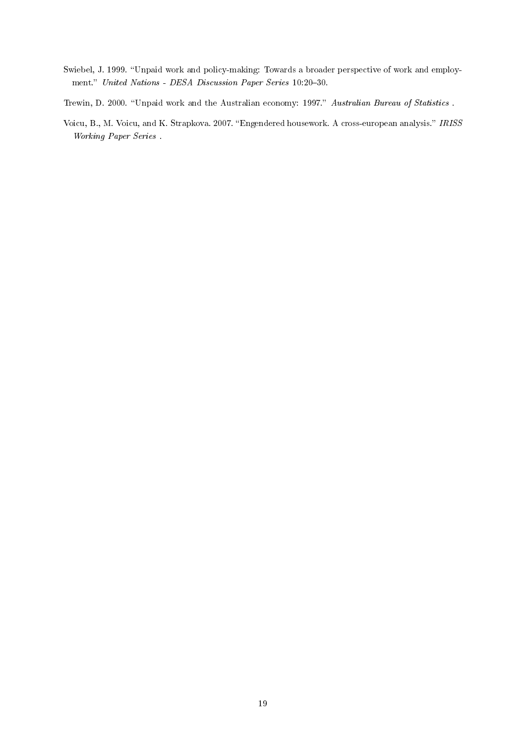Swiebel, J. 1999. "Unpaid work and policy-making: Towards a broader perspective of work and employment." *United Nations - DESA Discussion Paper Series* 10:20–30.

Trewin, D. 2000. "Unpaid work and the Australian economy: 1997." *Australian Bureau of Statistics* .

Voicu, B., M. Voicu, and K. Strapkova. 2007. "Engendered housework. A cross-european analysis." *IRISS Working Paper Series* .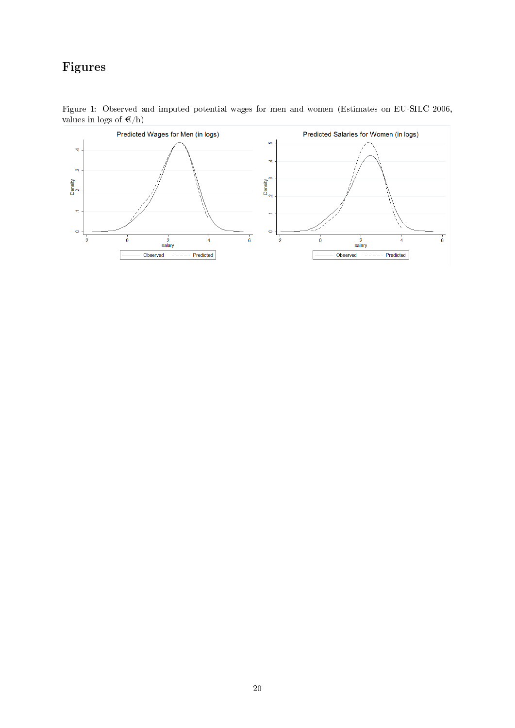# Figures

Figure 1: Observed and imputed potential wages for men and women (Estimates on EU-SILC 2006, values in logs of €/h)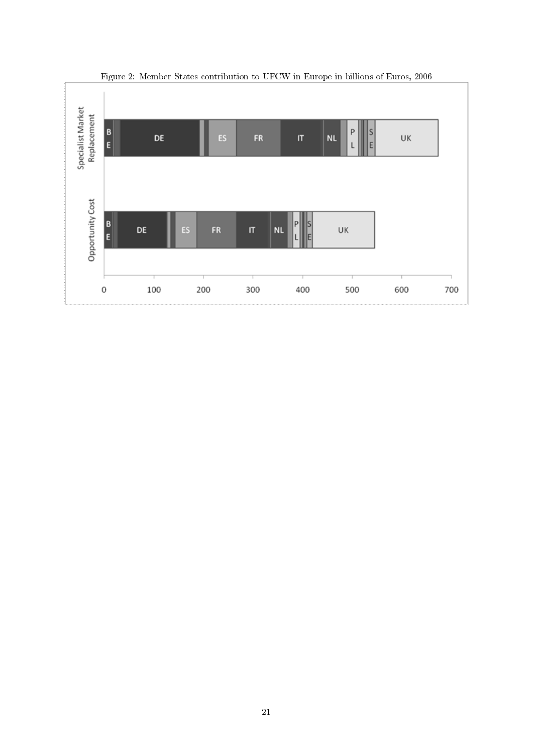Figure 2: Member States contribution to UFCW in Europe in billions of Euros, 2006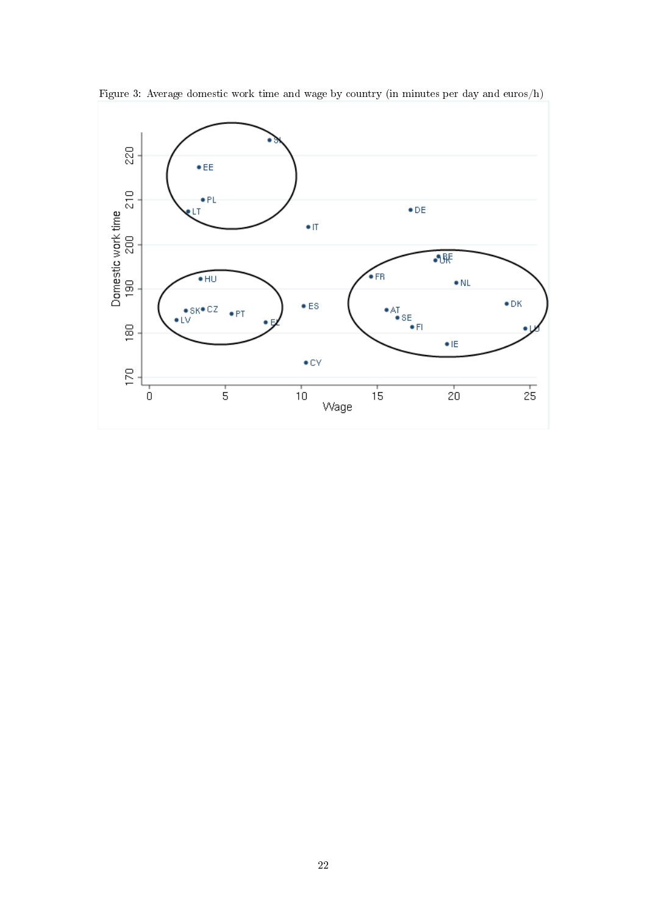Figure 3: Average domestic work time and wage by country (in minutes per day and euros/h)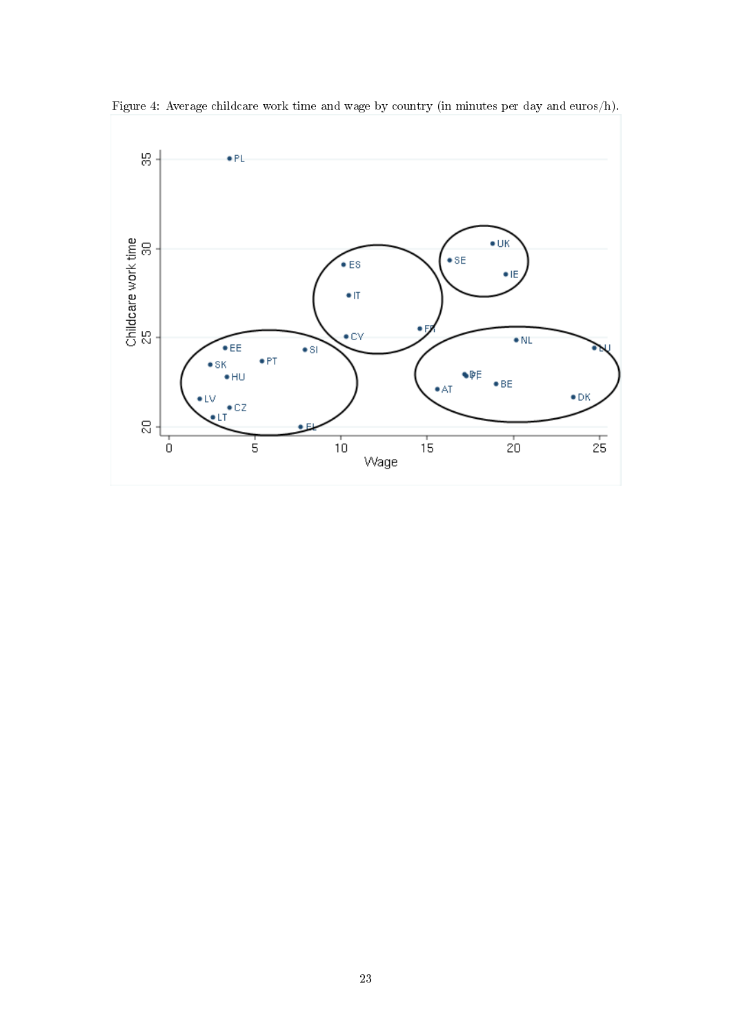Figure 4: Average childcare work time and wage by country (in minutes per day and euros/h).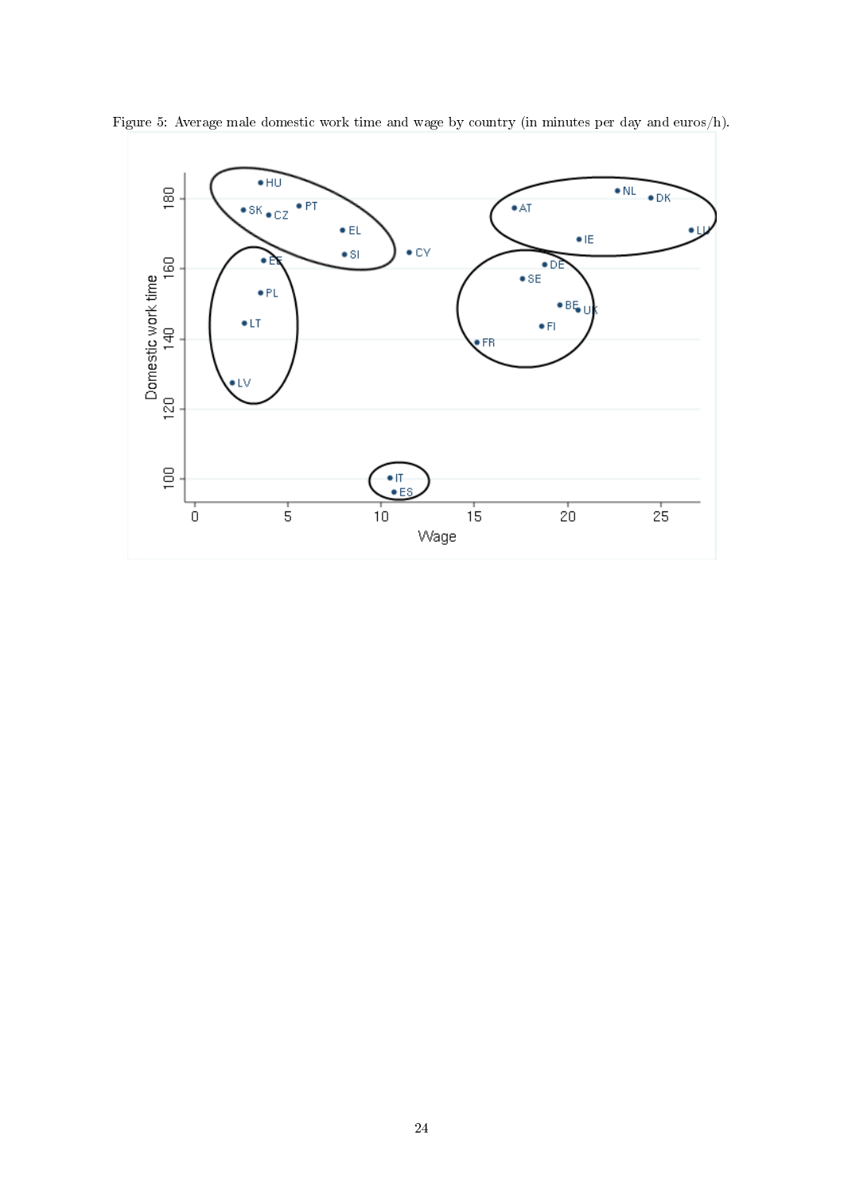Figure 5: Average male domestic work time and wage by country (in minutes per day and euros/h).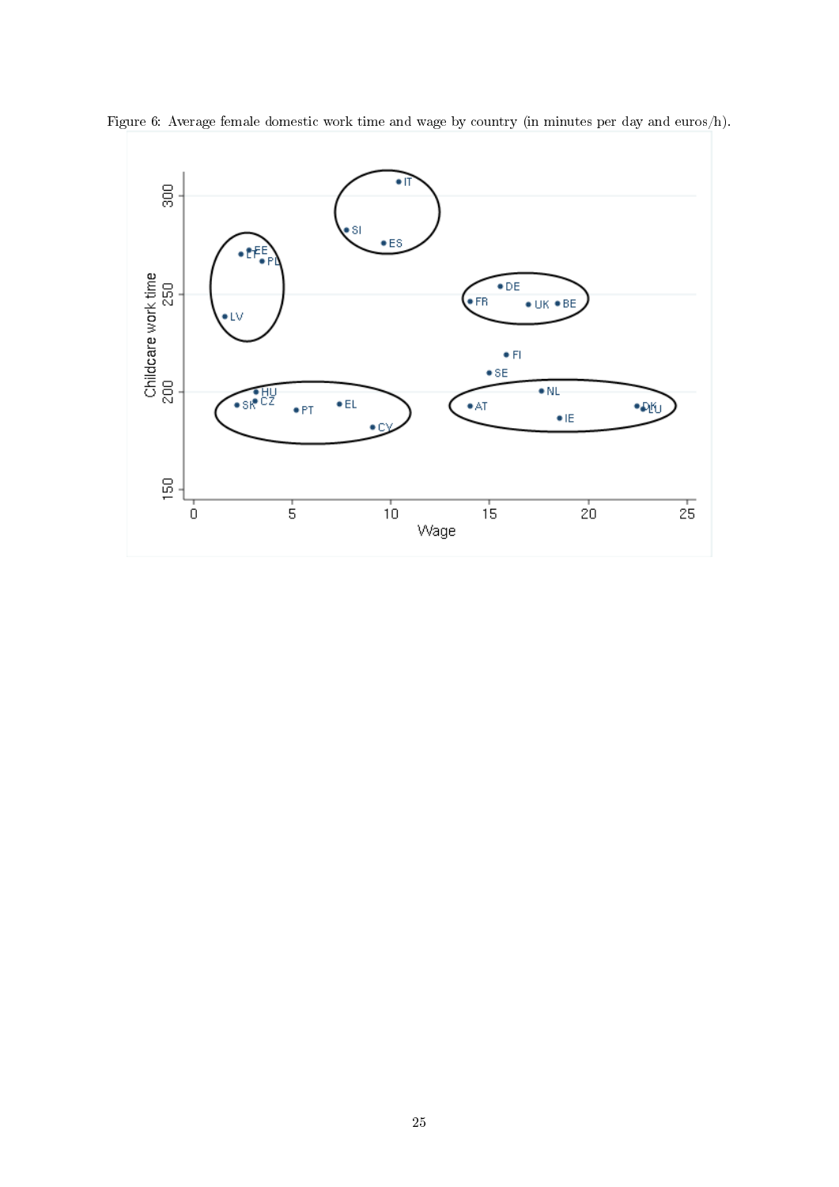Figure 6: Average female domestic work time and wage by country (in minutes per day and euros/h).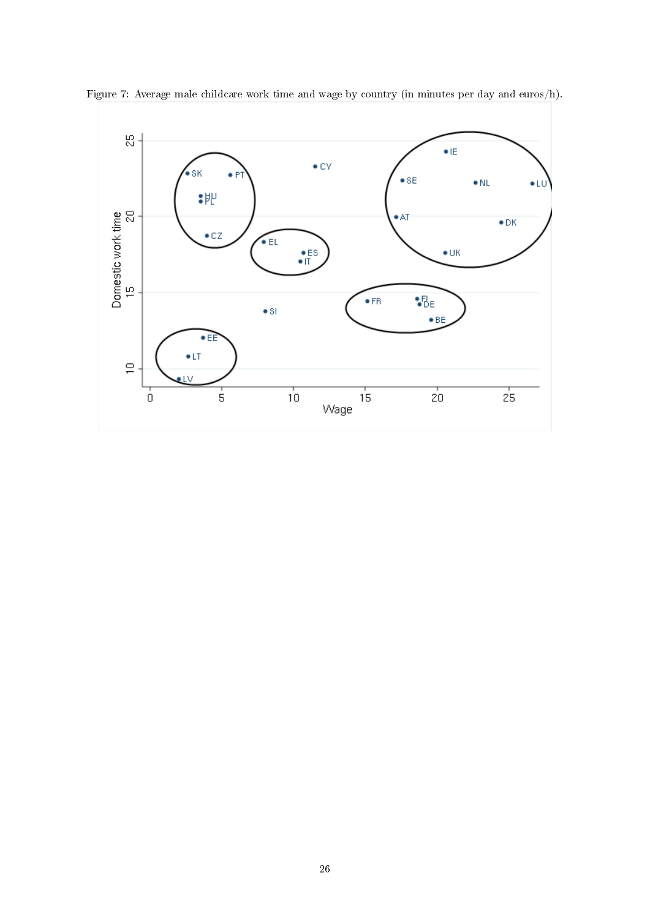Figure 7: Average male childcare work time and wage by country (in minutes per day and euros/h).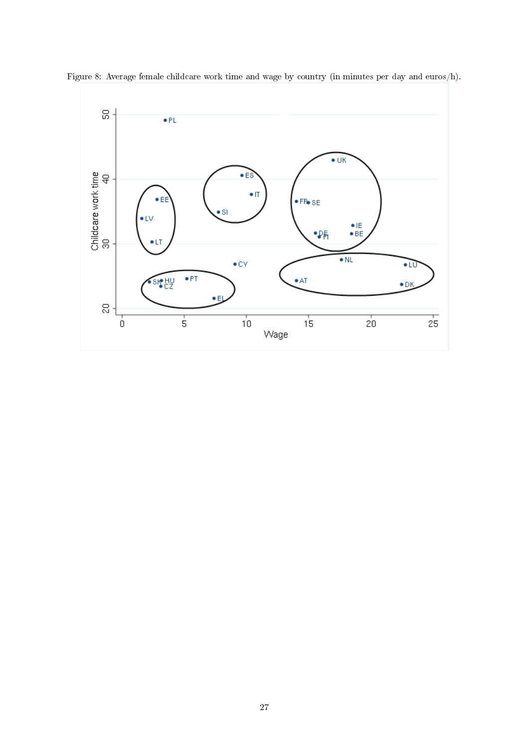Figure 8: Average female childcare work time and wage by country (in minutes per day and euros/h).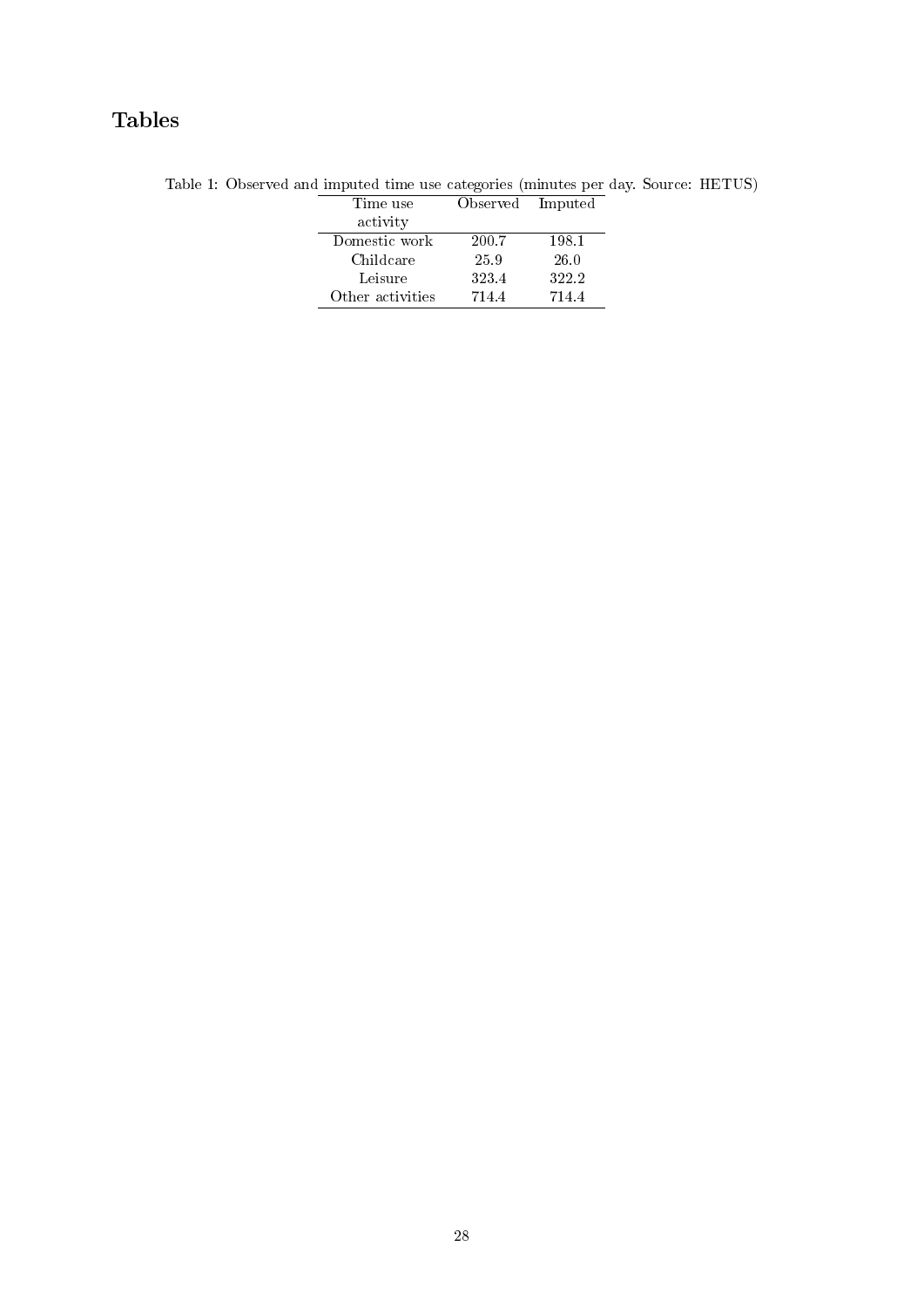# Tables

Table 1: Observed and imputed time use categories (minutes per day. Source: HETUS)

| Time use activity | Observed | Imputed |
|---|---|---|
| Domestic work | 200.7 | 198.1 |
| Childcare | 25.9 | 26.0 |
| Leisure | 323.4 | 322.2 |
| Other activities | 714.4 | 714.4 |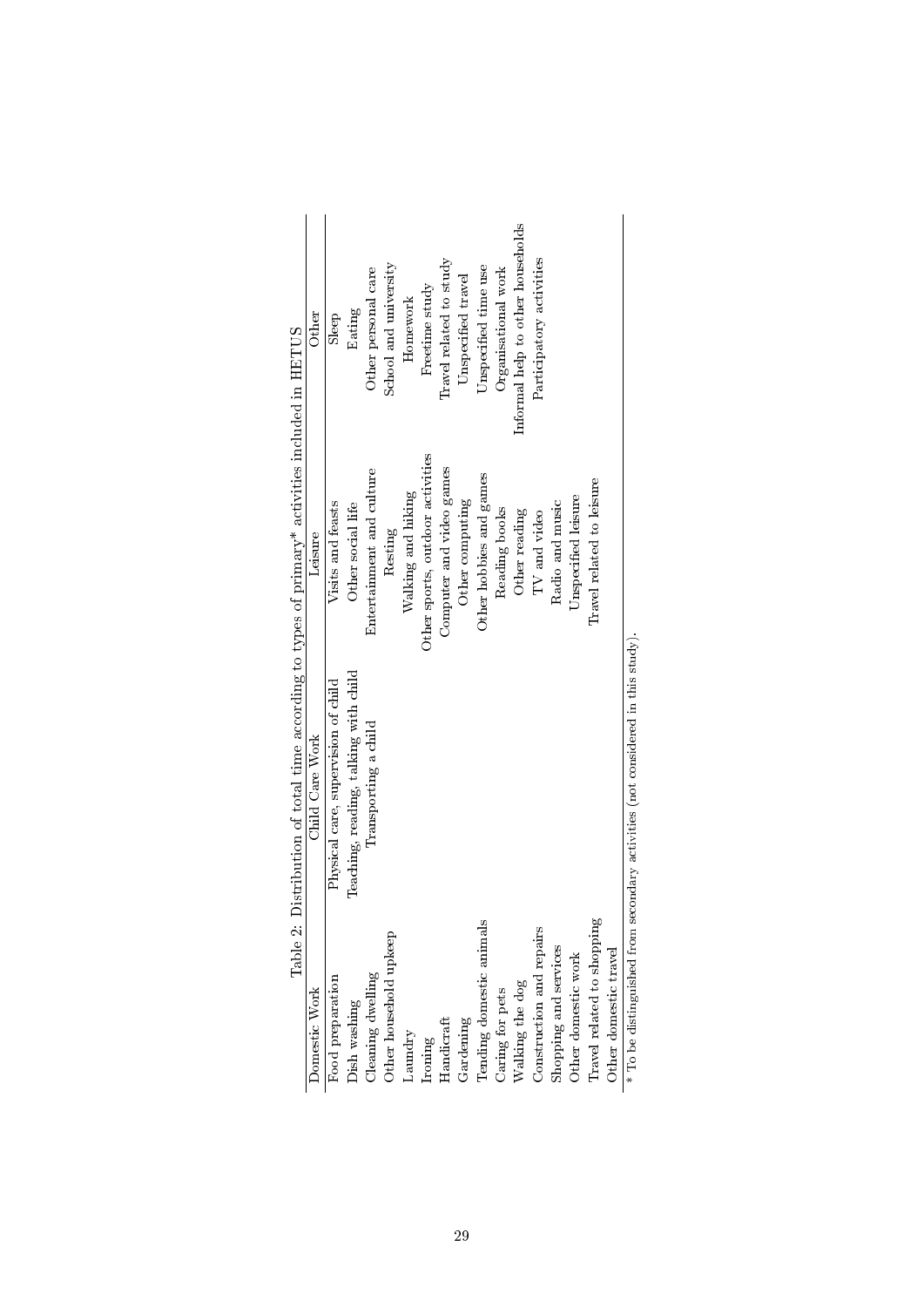Table 2: Distribution of total time according to types of primary* activities included in HETUS

| Domestic Work | Child Care Work | Leisure | Other |
|---|---|---|---|
| Food preparation | Physical care, supervision of child | Visits and feasts | Sleep |
| Dish washing | Teaching, reading, talking with child | Other social life | Eating |
| Cleaning dwelling | Transporting a child | Entertainment and culture | Other personal care |
| Other household upkeep | | Resting | School and university |
| Laundry | | Walking and hiking | Homework |
| Ironing | | Other sports, outdoor activities | Freetime study |
| Handicraft | | Computer and video games | Travel related to study |
| Gardening | | Other computing | Unspecified travel |
| Tending domestic animals | | Other hobbies and games | Unspecified time use |
| Caring for pets | | Reading books | Organisational work |
| Walking the dog | | Other reading | Informal help to other households |
| Construction and repairs | | TV and video | Participatory activities |
| Shopping and services | | Radio and music | |
| Other domestic work | | Unspecified leisure | |
| Travel related to shopping | | Travel related to leisure | |
| Other domestic travel | | | |

* To be distinguished from secondary activities (not considered in this study).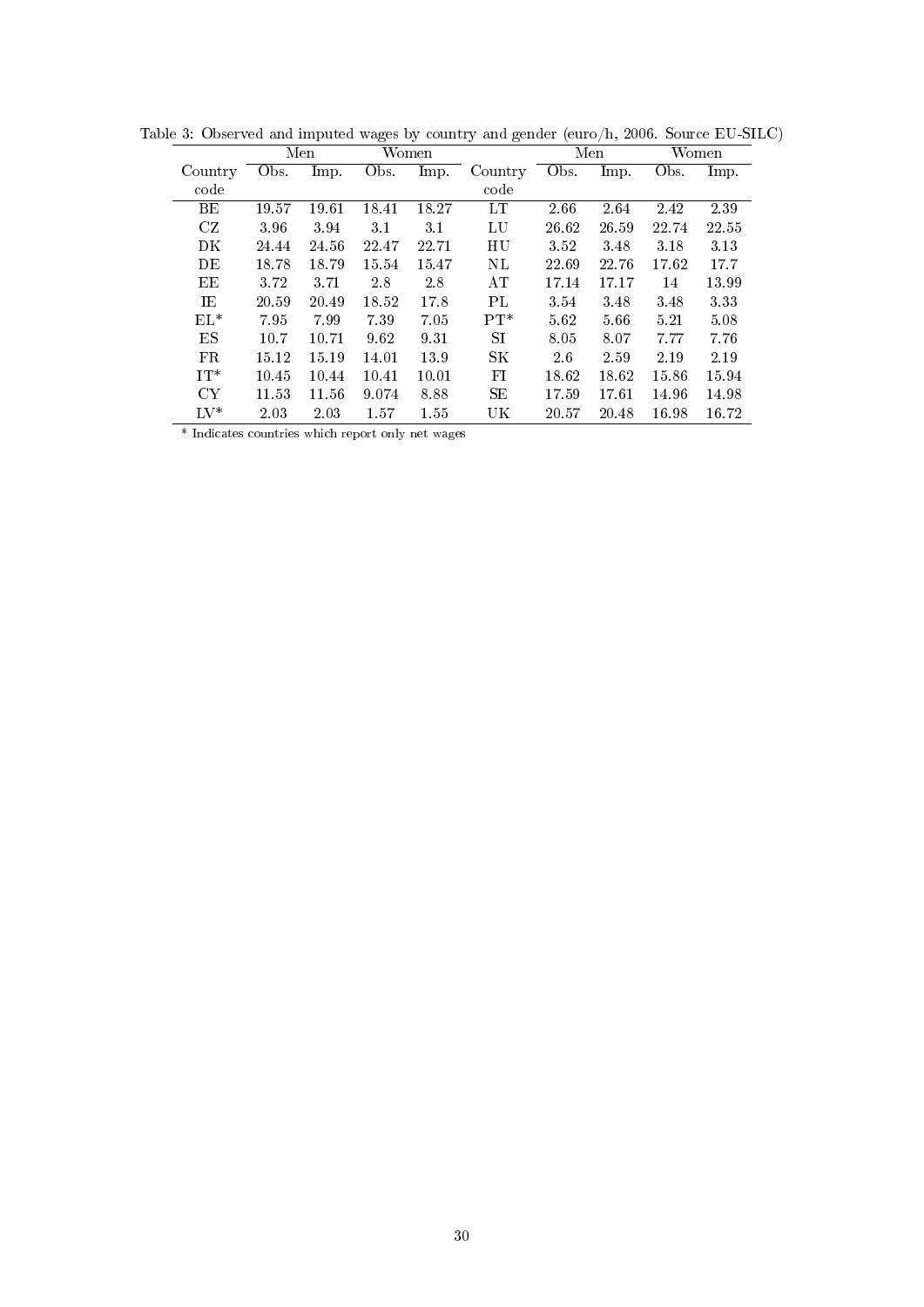Table 3: Observed and imputed wages by country and gender (euro/h, 2006. Source EU-SILC)

| Country code | Men | | Women | | Country code | Men | | Women | |
|---|---|---|---|---|---|---|---|---|---|
| | Obs. | Imp. | Obs. | Imp. | | Obs. | Imp. | Obs. | Imp. |
| BE | 19.57 | 19.61 | 18.41 | 18.27 | LT | 2.66 | 2.64 | 2.42 | 2.39 |
| CZ | 3.96 | 3.94 | 3.1 | 3.1 | LU | 26.62 | 26.59 | 22.74 | 22.55 |
| DK | 24.44 | 24.56 | 22.47 | 22.71 | HU | 3.52 | 3.48 | 3.18 | 3.13 |
| DE | 18.78 | 18.79 | 15.54 | 15.47 | NL | 22.69 | 22.76 | 17.62 | 17.7 |
| EE | 3.72 | 3.71 | 2.8 | 2.8 | AT | 17.14 | 17.17 | 14 | 13.99 |
| IE | 20.59 | 20.49 | 18.52 | 17.8 | PL | 3.54 | 3.48 | 3.48 | 3.33 |
| EL* | 7.95 | 7.99 | 7.39 | 7.05 | PT* | 5.62 | 5.66 | 5.21 | 5.08 |
| ES | 10.7 | 10.71 | 9.62 | 9.31 | SI | 8.05 | 8.07 | 7.77 | 7.76 |
| FR | 15.12 | 15.19 | 14.01 | 13.9 | SK | 2.6 | 2.59 | 2.19 | 2.19 |
| IT* | 10.45 | 10.44 | 10.41 | 10.01 | FI | 18.62 | 18.62 | 15.86 | 15.94 |
| CY | 11.53 | 11.56 | 9.074 | 8.88 | SE | 17.59 | 17.61 | 14.96 | 14.98 |
| LV* | 2.03 | 2.03 | 1.57 | 1.55 | UK | 20.57 | 20.48 | 16.98 | 16.72 |

* Indicates countries which report only net wages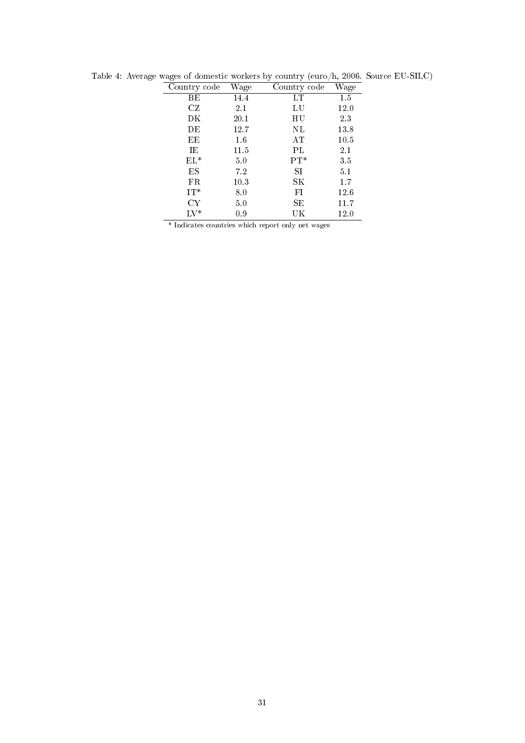Table 4: Average wages of domestic workers by country (euro/h, 2006. Source EU-SILC)

| Country code | Wage | Country code | Wage |
|---|---|---|---|
| BE | 14.4 | LT | 1.5 |
| CZ | 2.1 | LU | 12.0 |
| DK | 20.1 | HU | 2.3 |
| DE | 12.7 | NL | 13.8 |
| EE | 1.6 | AT | 10.5 |
| IE | 11.5 | PL | 2.1 |
| EL* | 5.0 | PT* | 3.5 |
| ES | 7.2 | SI | 5.1 |
| FR | 10.3 | SK | 1.7 |
| IT* | 8.0 | FI | 12.6 |
| CY | 5.0 | SE | 11.7 |
| LV* | 0.9 | UK | 12.0 |

* Indicates countries which report only net wages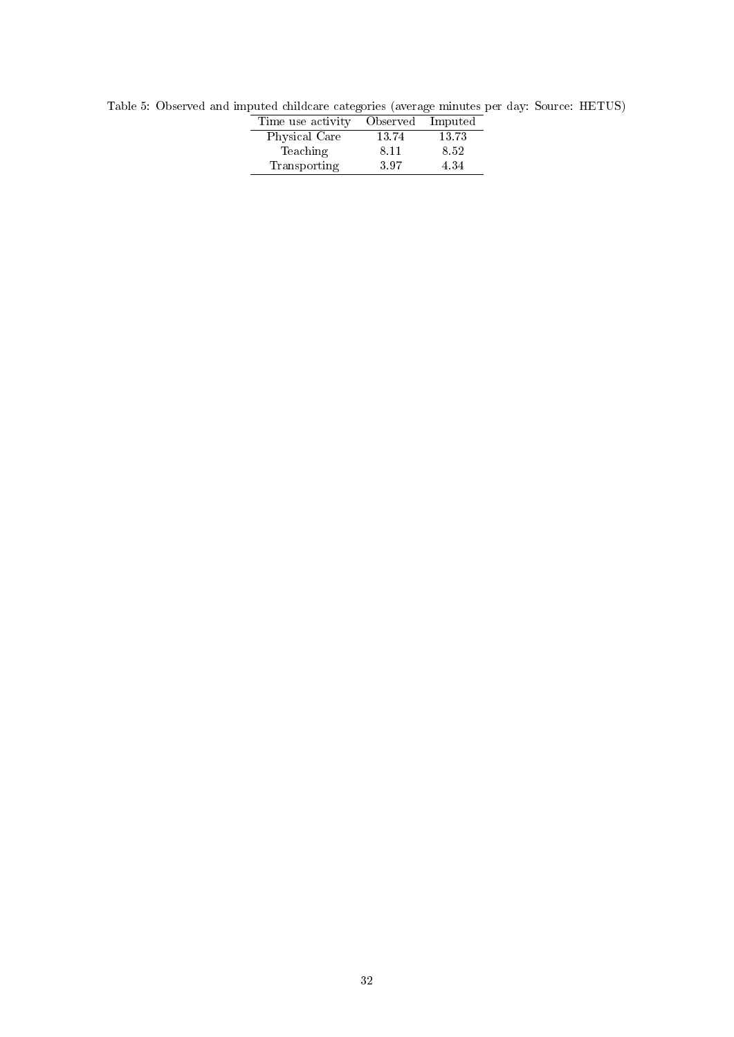Table 5: Observed and imputed childcare categories (average minutes per day: Source: HETUS)

| Time use activity | Observed | Imputed |
|---|---|---|
| Physical Care | 13.74 | 13.73 |
| Teaching | 8.11 | 8.52 |
| Transporting | 3.97 | 4.34 |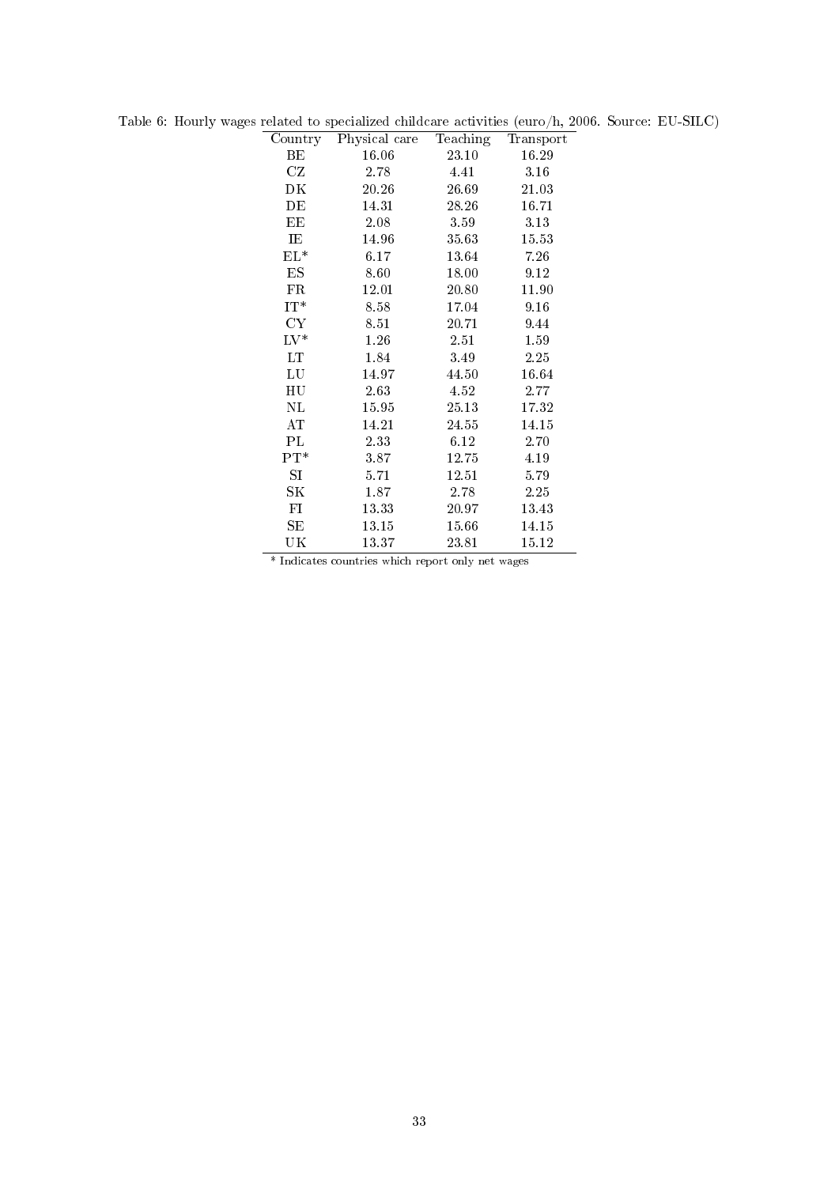Table 6: Hourly wages related to specialized childcare activities (euro/h, 2006. Source: EU-SILC)

| Country | Physical care | Teaching | Transport |
|---|---|---|---|
| BE | 16.06 | 23.10 | 16.29 |
| CZ | 2.78 | 4.41 | 3.16 |
| DK | 20.26 | 26.69 | 21.03 |
| DE | 14.31 | 28.26 | 16.71 |
| EE | 2.08 | 3.59 | 3.13 |
| IE | 14.96 | 35.63 | 15.53 |
| EL* | 6.17 | 13.64 | 7.26 |
| ES | 8.60 | 18.00 | 9.12 |
| FR | 12.01 | 20.80 | 11.90 |
| IT* | 8.58 | 17.04 | 9.16 |
| CY | 8.51 | 20.71 | 9.44 |
| LV* | 1.26 | 2.51 | 1.59 |
| LT | 1.84 | 3.49 | 2.25 |
| LU | 14.97 | 44.50 | 16.64 |
| HU | 2.63 | 4.52 | 2.77 |
| NL | 15.95 | 25.13 | 17.32 |
| AT | 14.21 | 24.55 | 14.15 |
| PL | 2.33 | 6.12 | 2.70 |
| PT* | 3.87 | 12.75 | 4.19 |
| SI | 5.71 | 12.51 | 5.79 |
| SK | 1.87 | 2.78 | 2.25 |
| FI | 13.33 | 20.97 | 13.43 |
| SE | 13.15 | 15.66 | 14.15 |
| UK | 13.37 | 23.81 | 15.12 |

* Indicates countries which report only net wages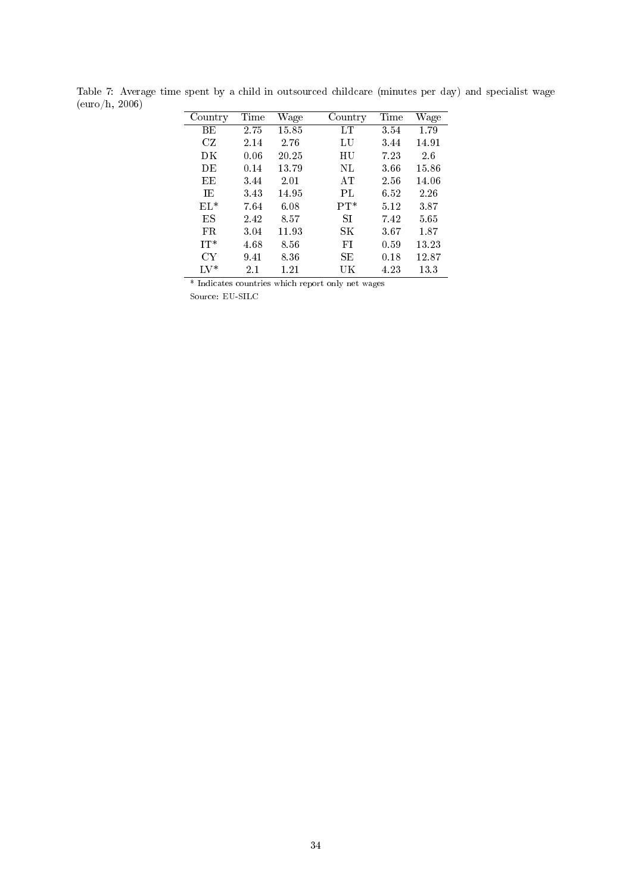Table 7: Average time spent by a child in outsourced childcare (minutes per day) and specialist wage (euro/h, 2006)

| Country | Time | Wage | Country | Time | Wage |
|---|---|---|---|---|---|
| BE | 2.75 | 15.85 | LT | 3.54 | 1.79 |
| CZ | 2.14 | 2.76 | LU | 3.44 | 14.91 |
| DK | 0.06 | 20.25 | HU | 7.23 | 2.6 |
| DE | 0.14 | 13.79 | NL | 3.66 | 15.86 |
| EE | 3.44 | 2.01 | AT | 2.56 | 14.06 |
| IE | 3.43 | 14.95 | PL | 6.52 | 2.26 |
| EL* | 7.64 | 6.08 | PT* | 5.12 | 3.87 |
| ES | 2.42 | 8.57 | SI | 7.42 | 5.65 |
| FR | 3.04 | 11.93 | SK | 3.67 | 1.87 |
| IT* | 4.68 | 8.56 | FI | 0.59 | 13.23 |
| CY | 9.41 | 8.36 | SE | 0.18 | 12.87 |
| LV* | 2.1 | 1.21 | UK | 4.23 | 13.3 |

* Indicates countries which report only net wages

Source: EU-SILC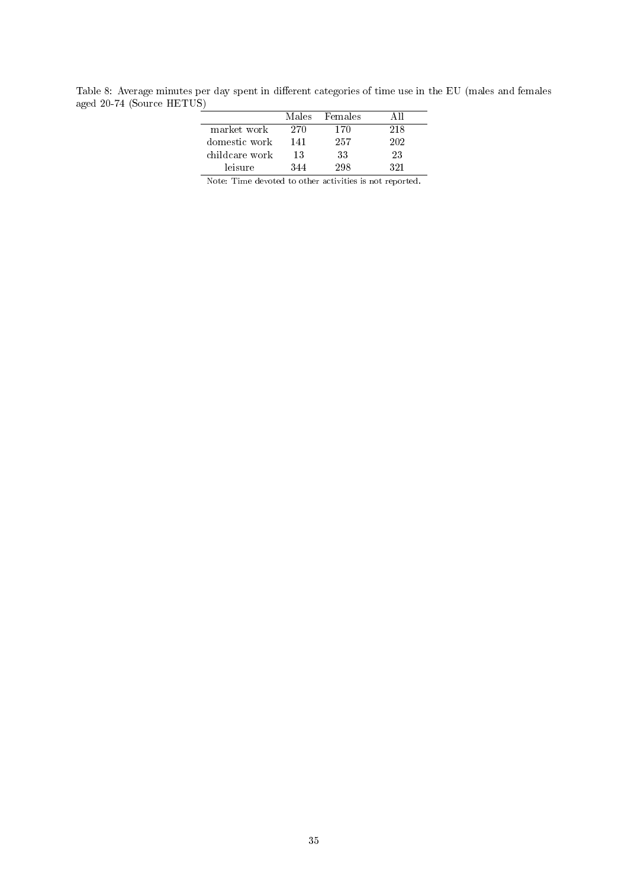Table 8: Average minutes per day spent in different categories of time use in the EU (males and females aged 20-74 (Source HETUS)

| | Males | Females | All |
|---|---|---|---|
| market work | 270 | 170 | 218 |
| domestic work | 141 | 257 | 202 |
| childcare work | 13 | 33 | 23 |
| leisure | 344 | 298 | 321 |

Note: Time devoted to other activities is not reported.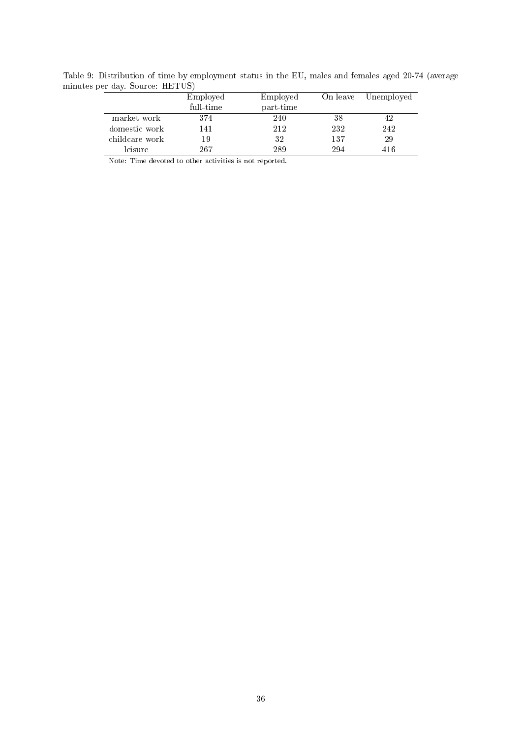Table 9: Distribution of time by employment status in the EU, males and females aged 20-74 (average minutes per day. Source: HETUS)

| | Employed full-time | Employed part-time | On leave | Unemployed |
|---|---|---|---|---|
| market work | 374 | 240 | 38 | 42 |
| domestic work | 141 | 212 | 232 | 242 |
| childcare work | 19 | 32 | 137 | 29 |
| leisure | 267 | 289 | 294 | 416 |

Note: Time devoted to other activities is not reported.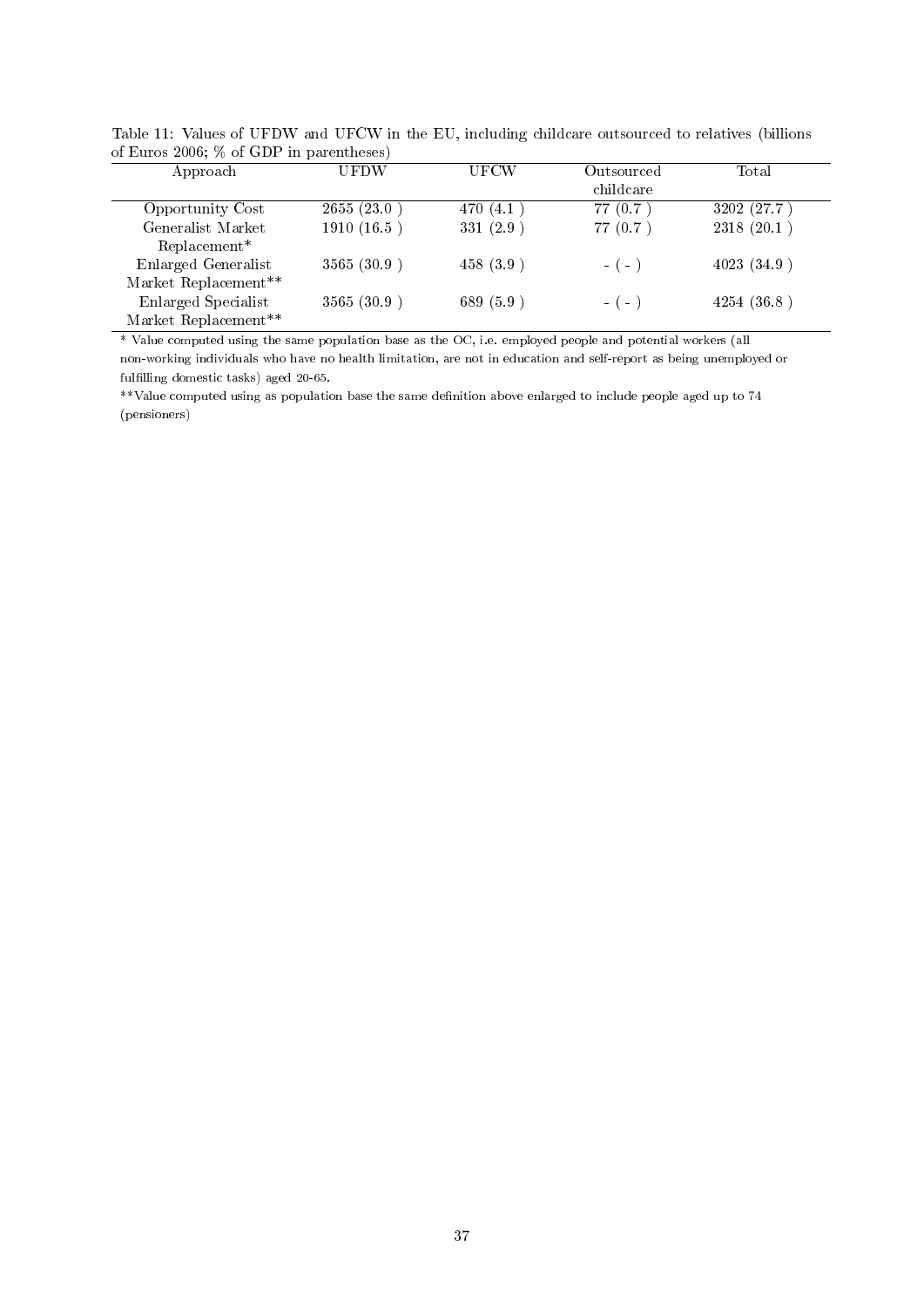Table 11: Values of UFDW and UFCW in the EU, including childcare outsourced to relatives (billions of Euros 2006; % of GDP in parentheses)

| Approach | UFDW | UFCW | Outsourced childcare | Total |
|---|---|---|---|---|
| Opportunity Cost | 2655 (23.0 ) | 470 (4.1 ) | 77 (0.7 ) | 3202 (27.7 ) |
| Generalist Market Replacement* | 1910 (16.5 ) | 331 (2.9 ) | 77 (0.7 ) | 2318 (20.1 ) |
| Enlarged Generalist Market Replacement** | 3565 (30.9 ) | 458 (3.9 ) | - ( - ) | 4023 (34.9 ) |
| Enlarged Specialist Market Replacement** | 3565 (30.9 ) | 689 (5.9 ) | - ( - ) | 4254 (36.8 ) |

* Value computed using the same population base as the OC, i.e. employed people and potential workers (all non-working individuals who have no health limitation, are not in education and self-report as being unemployed or fulfilling domestic tasks) aged 20-65.

**Value computed using as population base the same definition above enlarged to include people aged up to 74 (pensioners)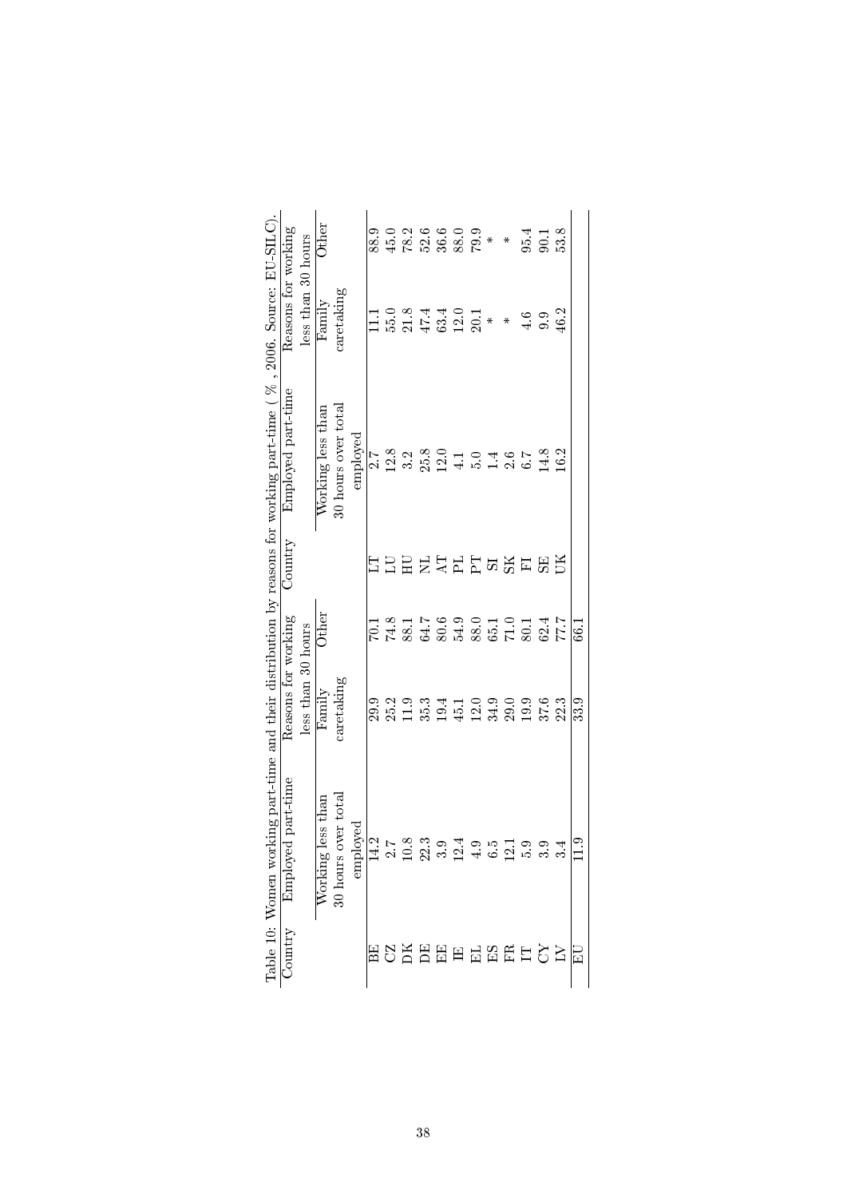Table 10: Women working part-time and their distribution by reasons for working part-time ( % , 2006. Source: EU-SILC).

| Country | Employed part-time | Reasons for working less than 30 hours | | Country | Employed part-time | Reasons for working less than 30 hours | |
|---|---|---|---|---|---|---|---|
| | Working less than 30 hours over total employed | Family caretaking | Other | | Working less than 30 hours over total employed | Family caretaking | Other |
| BE | 14.2 | 29.9 | 70.1 | LT | 2.7 | 11.1 | 88.9 |
| CZ | 2.7 | 25.2 | 74.8 | LU | 12.8 | 55.0 | 45.0 |
| DK | 10.8 | 11.9 | 88.1 | HU | 3.2 | 21.8 | 78.2 |
| DE | 22.3 | 35.3 | 64.7 | NL | 25.8 | 47.4 | 52.6 |
| EE | 3.9 | 19.4 | 80.6 | AT | 12.0 | 63.4 | 36.6 |
| IE | 12.4 | 45.1 | 54.9 | PL | 4.1 | 12.0 | 88.0 |
| EL | 4.9 | 12.0 | 88.0 | PT | 5.0 | 20.1 | 79.9 |
| ES | 6.5 | 34.9 | 65.1 | SI | 1.4 | * | * |
| FR | 12.1 | 29.0 | 71.0 | SK | 2.6 | * | * |
| IT | 5.9 | 19.9 | 80.1 | FI | 6.7 | 4.6 | 95.4 |
| CY | 3.9 | 37.6 | 62.4 | SE | 14.8 | 9.9 | 90.1 |
| LV | 3.4 | 22.3 | 77.7 | UK | 16.2 | 46.2 | 53.8 |
| EU | 11.9 | 33.9 | 66.1 | | | | |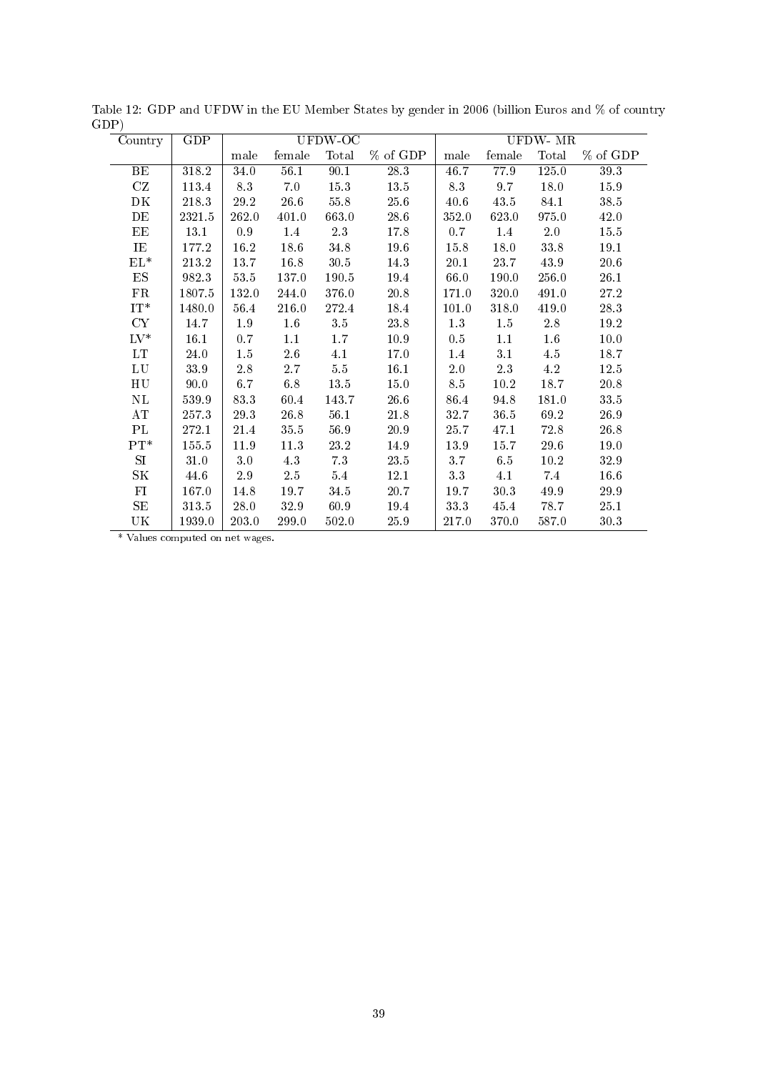Table 12: GDP and UFDW in the EU Member States by gender in 2006 (billion Euros and % of country GDP)

| Country | GDP | UFDW-OC | | | | UFDW- MR | | | |
|---|---|---|---|---|---|---|---|---|---|
| | | male | female | Total | % of GDP | male | female | Total | % of GDP |
| BE | 318.2 | 34.0 | 56.1 | 90.1 | 28.3 | 46.7 | 77.9 | 125.0 | 39.3 |
| CZ | 113.4 | 8.3 | 7.0 | 15.3 | 13.5 | 8.3 | 9.7 | 18.0 | 15.9 |
| DK | 218.3 | 29.2 | 26.6 | 55.8 | 25.6 | 40.6 | 43.5 | 84.1 | 38.5 |
| DE | 2321.5 | 262.0 | 401.0 | 663.0 | 28.6 | 352.0 | 623.0 | 975.0 | 42.0 |
| EE | 13.1 | 0.9 | 1.4 | 2.3 | 17.8 | 0.7 | 1.4 | 2.0 | 15.5 |
| IE | 177.2 | 16.2 | 18.6 | 34.8 | 19.6 | 15.8 | 18.0 | 33.8 | 19.1 |
| EL* | 213.2 | 13.7 | 16.8 | 30.5 | 14.3 | 20.1 | 23.7 | 43.9 | 20.6 |
| ES | 982.3 | 53.5 | 137.0 | 190.5 | 19.4 | 66.0 | 190.0 | 256.0 | 26.1 |
| FR | 1807.5 | 132.0 | 244.0 | 376.0 | 20.8 | 171.0 | 320.0 | 491.0 | 27.2 |
| IT* | 1480.0 | 56.4 | 216.0 | 272.4 | 18.4 | 101.0 | 318.0 | 419.0 | 28.3 |
| CY | 14.7 | 1.9 | 1.6 | 3.5 | 23.8 | 1.3 | 1.5 | 2.8 | 19.2 |
| LV* | 16.1 | 0.7 | 1.1 | 1.7 | 10.9 | 0.5 | 1.1 | 1.6 | 10.0 |
| LT | 24.0 | 1.5 | 2.6 | 4.1 | 17.0 | 1.4 | 3.1 | 4.5 | 18.7 |
| LU | 33.9 | 2.8 | 2.7 | 5.5 | 16.1 | 2.0 | 2.3 | 4.2 | 12.5 |
| HU | 90.0 | 6.7 | 6.8 | 13.5 | 15.0 | 8.5 | 10.2 | 18.7 | 20.8 |
| NL | 539.9 | 83.3 | 60.4 | 143.7 | 26.6 | 86.4 | 94.8 | 181.0 | 33.5 |
| AT | 257.3 | 29.3 | 26.8 | 56.1 | 21.8 | 32.7 | 36.5 | 69.2 | 26.9 |
| PL | 272.1 | 21.4 | 35.5 | 56.9 | 20.9 | 25.7 | 47.1 | 72.8 | 26.8 |
| PT* | 155.5 | 11.9 | 11.3 | 23.2 | 14.9 | 13.9 | 15.7 | 29.6 | 19.0 |
| SI | 31.0 | 3.0 | 4.3 | 7.3 | 23.5 | 3.7 | 6.5 | 10.2 | 32.9 |
| SK | 44.6 | 2.9 | 2.5 | 5.4 | 12.1 | 3.3 | 4.1 | 7.4 | 16.6 |
| FI | 167.0 | 14.8 | 19.7 | 34.5 | 20.7 | 19.7 | 30.3 | 49.9 | 29.9 |
| SE | 313.5 | 28.0 | 32.9 | 60.9 | 19.4 | 33.3 | 45.4 | 78.7 | 25.1 |
| UK | 1939.0 | 203.0 | 299.0 | 502.0 | 25.9 | 217.0 | 370.0 | 587.0 | 30.3 |

* Values computed on net wages.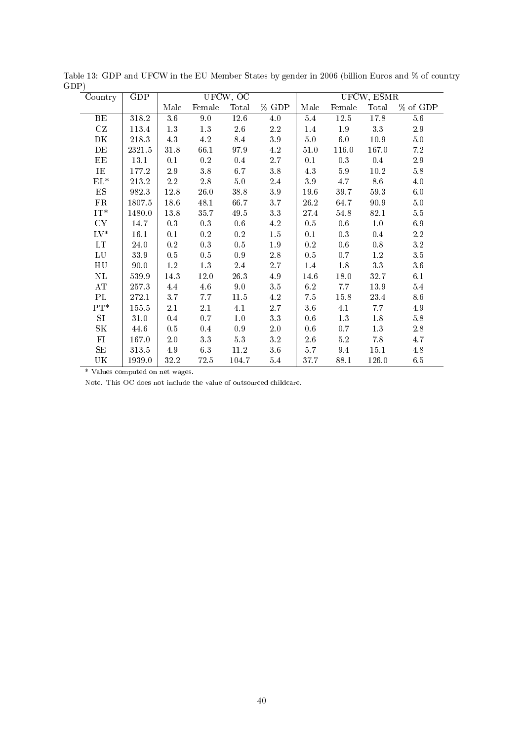Table 13: GDP and UFCW in the EU Member States by gender in 2006 (billion Euros and % of country GDP)

| Country | GDP | UFCW, OC | | | | UFCW, ESMR | | | |
|---|---|---|---|---|---|---|---|---|---|
| | | Male | Female | Total | % GDP | Male | Female | Total | % of GDP |
| BE | 318.2 | 3.6 | 9.0 | 12.6 | 4.0 | 5.4 | 12.5 | 17.8 | 5.6 |
| CZ | 113.4 | 1.3 | 1.3 | 2.6 | 2.2 | 1.4 | 1.9 | 3.3 | 2.9 |
| DK | 218.3 | 4.3 | 4.2 | 8.4 | 3.9 | 5.0 | 6.0 | 10.9 | 5.0 |
| DE | 2321.5 | 31.8 | 66.1 | 97.9 | 4.2 | 51.0 | 116.0 | 167.0 | 7.2 |
| EE | 13.1 | 0.1 | 0.2 | 0.4 | 2.7 | 0.1 | 0.3 | 0.4 | 2.9 |
| IE | 177.2 | 2.9 | 3.8 | 6.7 | 3.8 | 4.3 | 5.9 | 10.2 | 5.8 |
| EL* | 213.2 | 2.2 | 2.8 | 5.0 | 2.4 | 3.9 | 4.7 | 8.6 | 4.0 |
| ES | 982.3 | 12.8 | 26.0 | 38.8 | 3.9 | 19.6 | 39.7 | 59.3 | 6.0 |
| FR | 1807.5 | 18.6 | 48.1 | 66.7 | 3.7 | 26.2 | 64.7 | 90.9 | 5.0 |
| IT* | 1480.0 | 13.8 | 35.7 | 49.5 | 3.3 | 27.4 | 54.8 | 82.1 | 5.5 |
| CY | 14.7 | 0.3 | 0.3 | 0.6 | 4.2 | 0.5 | 0.6 | 1.0 | 6.9 |
| LV* | 16.1 | 0.1 | 0.2 | 0.2 | 1.5 | 0.1 | 0.3 | 0.4 | 2.2 |
| LT | 24.0 | 0.2 | 0.3 | 0.5 | 1.9 | 0.2 | 0.6 | 0.8 | 3.2 |
| LU | 33.9 | 0.5 | 0.5 | 0.9 | 2.8 | 0.5 | 0.7 | 1.2 | 3.5 |
| HU | 90.0 | 1.2 | 1.3 | 2.4 | 2.7 | 1.4 | 1.8 | 3.3 | 3.6 |
| NL | 539.9 | 14.3 | 12.0 | 26.3 | 4.9 | 14.6 | 18.0 | 32.7 | 6.1 |
| AT | 257.3 | 4.4 | 4.6 | 9.0 | 3.5 | 6.2 | 7.7 | 13.9 | 5.4 |
| PL | 272.1 | 3.7 | 7.7 | 11.5 | 4.2 | 7.5 | 15.8 | 23.4 | 8.6 |
| PT* | 155.5 | 2.1 | 2.1 | 4.1 | 2.7 | 3.6 | 4.1 | 7.7 | 4.9 |
| SI | 31.0 | 0.4 | 0.7 | 1.0 | 3.3 | 0.6 | 1.3 | 1.8 | 5.8 |
| SK | 44.6 | 0.5 | 0.4 | 0.9 | 2.0 | 0.6 | 0.7 | 1.3 | 2.8 |
| FI | 167.0 | 2.0 | 3.3 | 5.3 | 3.2 | 2.6 | 5.2 | 7.8 | 4.7 |
| SE | 313.5 | 4.9 | 6.3 | 11.2 | 3.6 | 5.7 | 9.4 | 15.1 | 4.8 |
| UK | 1939.0 | 32.2 | 72.5 | 104.7 | 5.4 | 37.7 | 88.1 | 126.0 | 6.5 |

\* Values computed on net wages.

Note. This OC does not include the value of outsourced childcare.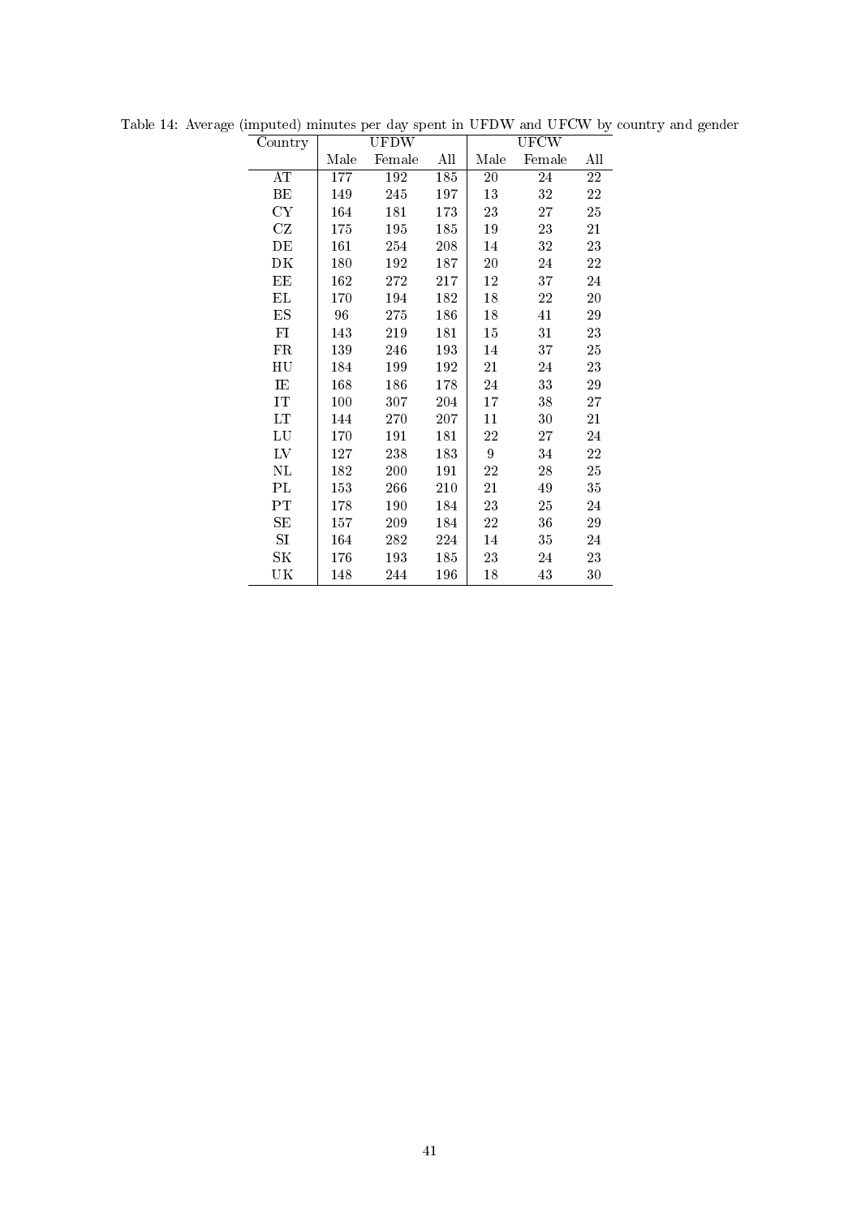Table 14: Average (imputed) minutes per day spent in UFDW and UFCW by country and gender

| Country | UFDW | | | UFCW | | |
|---|---|---|---|---|---|---|
| | Male | Female | All | Male | Female | All |
| AT | 177 | 192 | 185 | 20 | 24 | 22 |
| BE | 149 | 245 | 197 | 13 | 32 | 22 |
| CY | 164 | 181 | 173 | 23 | 27 | 25 |
| CZ | 175 | 195 | 185 | 19 | 23 | 21 |
| DE | 161 | 254 | 208 | 14 | 32 | 23 |
| DK | 180 | 192 | 187 | 20 | 24 | 22 |
| EE | 162 | 272 | 217 | 12 | 37 | 24 |
| EL | 170 | 194 | 182 | 18 | 22 | 20 |
| ES | 96 | 275 | 186 | 18 | 41 | 29 |
| FI | 143 | 219 | 181 | 15 | 31 | 23 |
| FR | 139 | 246 | 193 | 14 | 37 | 25 |
| HU | 184 | 199 | 192 | 21 | 24 | 23 |
| IE | 168 | 186 | 178 | 24 | 33 | 29 |
| IT | 100 | 307 | 204 | 17 | 38 | 27 |
| LT | 144 | 270 | 207 | 11 | 30 | 21 |
| LU | 170 | 191 | 181 | 22 | 27 | 24 |
| LV | 127 | 238 | 183 | 9 | 34 | 22 |
| NL | 182 | 200 | 191 | 22 | 28 | 25 |
| PL | 153 | 266 | 210 | 21 | 49 | 35 |
| PT | 178 | 190 | 184 | 23 | 25 | 24 |
| SE | 157 | 209 | 184 | 22 | 36 | 29 |
| SI | 164 | 282 | 224 | 14 | 35 | 24 |
| SK | 176 | 193 | 185 | 23 | 24 | 23 |
| UK | 148 | 244 | 196 | 18 | 43 | 30 |